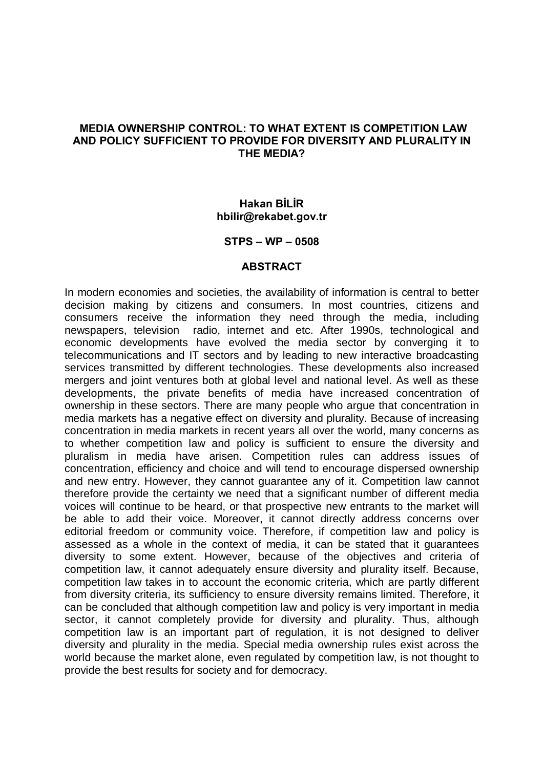# MEDIA OWNERSHIP CONTROL: TO WHAT EXTENT IS COMPETITION LAW AND POLICY SUFFICIENT TO PROVIDE FOR DIVERSITY AND PLURALITY IN THE MEDIA?

**Hakan BİLİR**
**hbilir@rekabet.gov.tr**

**STPS – WP – 0508**

## ABSTRACT

In modern economies and societies, the availability of information is central to better decision making by citizens and consumers. In most countries, citizens and consumers receive the information they need through the media, including newspapers, television radio, internet and etc. After 1990s, technological and economic developments have evolved the media sector by converging it to telecommunications and IT sectors and by leading to new interactive broadcasting services transmitted by different technologies. These developments also increased mergers and joint ventures both at global level and national level. As well as these developments, the private benefits of media have increased concentration of ownership in these sectors. There are many people who argue that concentration in media markets has a negative effect on diversity and plurality. Because of increasing concentration in media markets in recent years all over the world, many concerns as to whether competition law and policy is sufficient to ensure the diversity and pluralism in media have arisen. Competition rules can address issues of concentration, efficiency and choice and will tend to encourage dispersed ownership and new entry. However, they cannot guarantee any of it. Competition law cannot therefore provide the certainty we need that a significant number of different media voices will continue to be heard, or that prospective new entrants to the market will be able to add their voice. Moreover, it cannot directly address concerns over editorial freedom or community voice. Therefore, if competition law and policy is assessed as a whole in the context of media, it can be stated that it guarantees diversity to some extent. However, because of the objectives and criteria of competition law, it cannot adequately ensure diversity and plurality itself. Because, competition law takes in to account the economic criteria, which are partly different from diversity criteria, its sufficiency to ensure diversity remains limited. Therefore, it can be concluded that although competition law and policy is very important in media sector, it cannot completely provide for diversity and plurality. Thus, although competition law is an important part of regulation, it is not designed to deliver diversity and plurality in the media. Special media ownership rules exist across the world because the market alone, even regulated by competition law, is not thought to provide the best results for society and for democracy.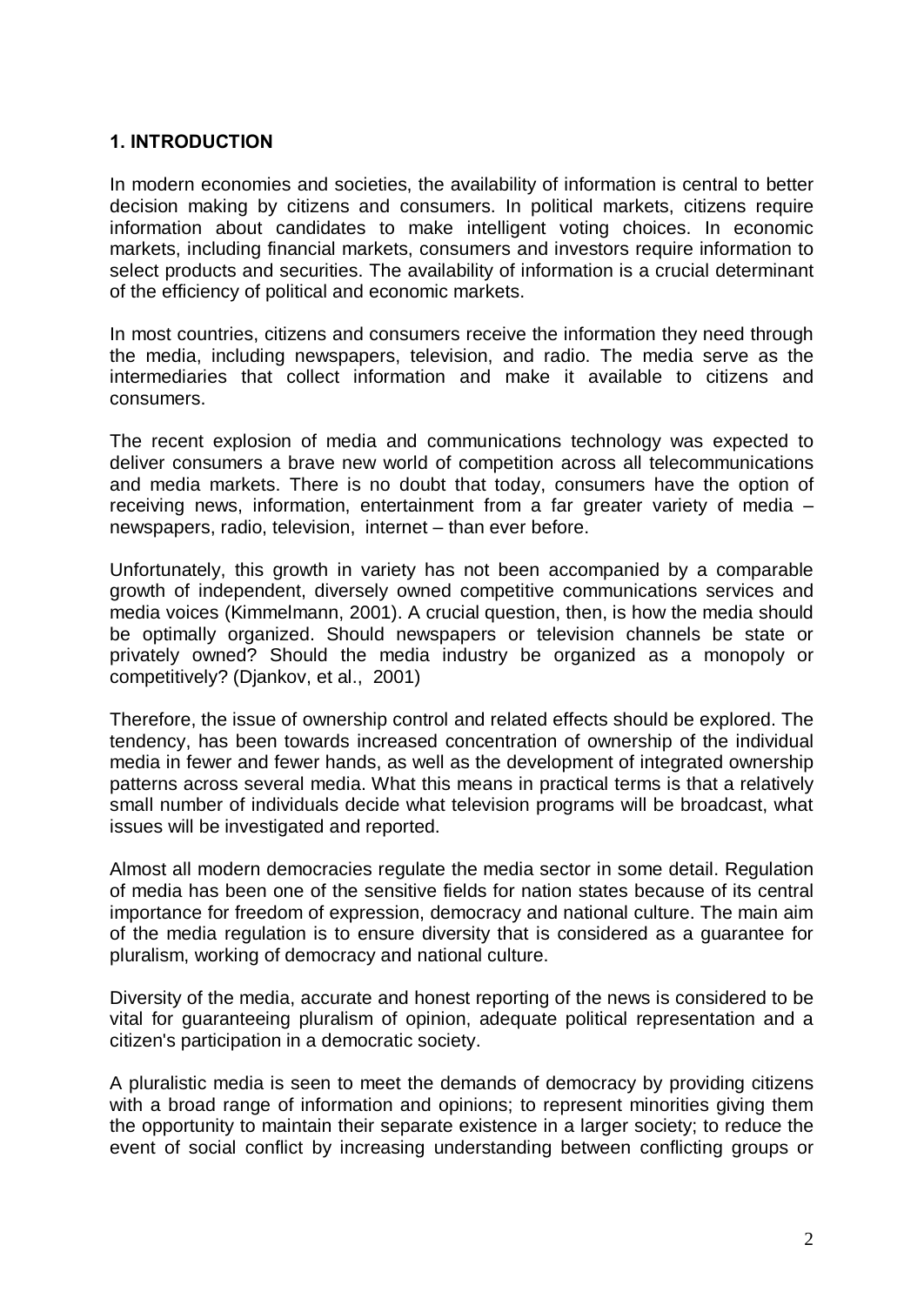## 1. INTRODUCTION

In modern economies and societies, the availability of information is central to better decision making by citizens and consumers. In political markets, citizens require information about candidates to make intelligent voting choices. In economic markets, including financial markets, consumers and investors require information to select products and securities. The availability of information is a crucial determinant of the efficiency of political and economic markets.

In most countries, citizens and consumers receive the information they need through the media, including newspapers, television, and radio. The media serve as the intermediaries that collect information and make it available to citizens and consumers.

The recent explosion of media and communications technology was expected to deliver consumers a brave new world of competition across all telecommunications and media markets. There is no doubt that today, consumers have the option of receiving news, information, entertainment from a far greater variety of media – newspapers, radio, television, internet – than ever before.

Unfortunately, this growth in variety has not been accompanied by a comparable growth of independent, diversely owned competitive communications services and media voices (Kimmelmann, 2001). A crucial question, then, is how the media should be optimally organized. Should newspapers or television channels be state or privately owned? Should the media industry be organized as a monopoly or competitively? (Djankov, et al., 2001)

Therefore, the issue of ownership control and related effects should be explored. The tendency, has been towards increased concentration of ownership of the individual media in fewer and fewer hands, as well as the development of integrated ownership patterns across several media. What this means in practical terms is that a relatively small number of individuals decide what television programs will be broadcast, what issues will be investigated and reported.

Almost all modern democracies regulate the media sector in some detail. Regulation of media has been one of the sensitive fields for nation states because of its central importance for freedom of expression, democracy and national culture. The main aim of the media regulation is to ensure diversity that is considered as a guarantee for pluralism, working of democracy and national culture.

Diversity of the media, accurate and honest reporting of the news is considered to be vital for guaranteeing pluralism of opinion, adequate political representation and a citizen's participation in a democratic society.

A pluralistic media is seen to meet the demands of democracy by providing citizens with a broad range of information and opinions; to represent minorities giving them the opportunity to maintain their separate existence in a larger society; to reduce the event of social conflict by increasing understanding between conflicting groups or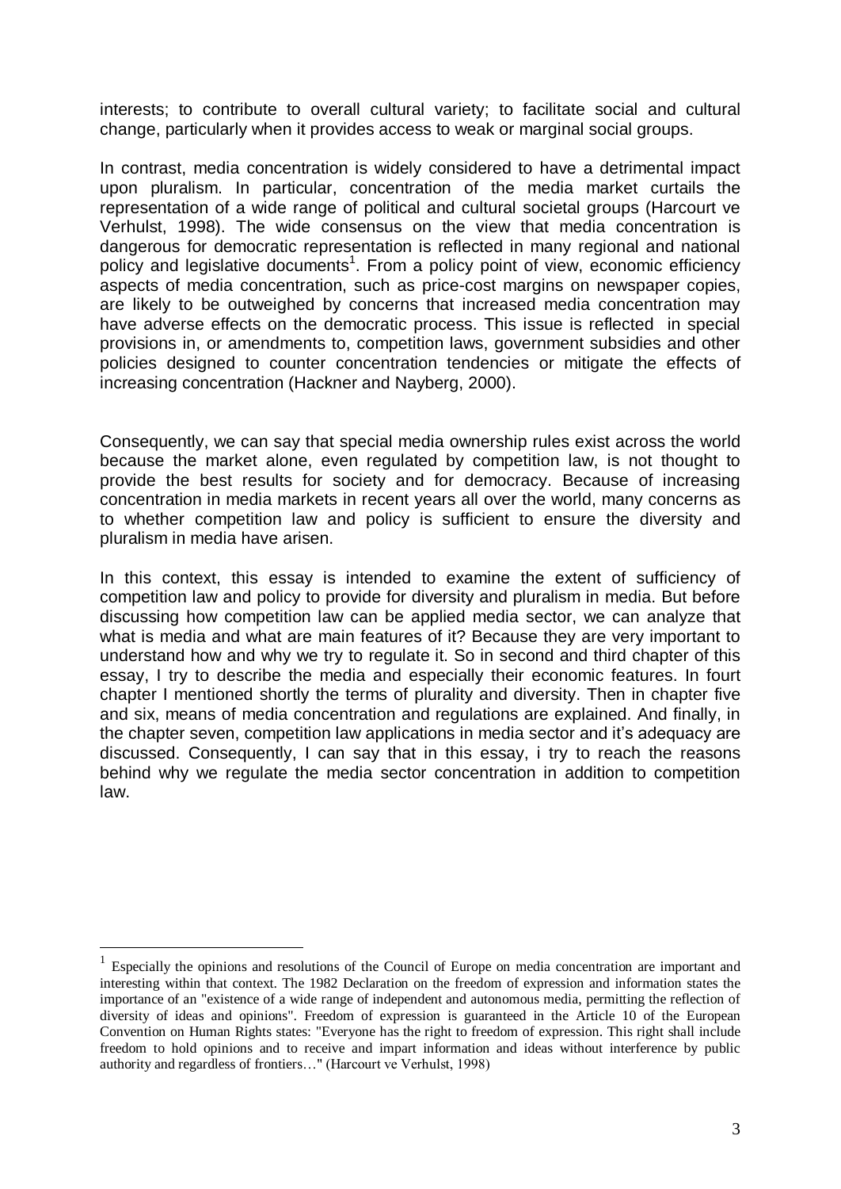interests; to contribute to overall cultural variety; to facilitate social and cultural change, particularly when it provides access to weak or marginal social groups.

In contrast, media concentration is widely considered to have a detrimental impact upon pluralism. In particular, concentration of the media market curtails the representation of a wide range of political and cultural societal groups (Harcourt ve Verhulst, 1998). The wide consensus on the view that media concentration is dangerous for democratic representation is reflected in many regional and national policy and legislative documents[1]. From a policy point of view, economic efficiency aspects of media concentration, such as price-cost margins on newspaper copies, are likely to be outweighed by concerns that increased media concentration may have adverse effects on the democratic process. This issue is reflected in special provisions in, or amendments to, competition laws, government subsidies and other policies designed to counter concentration tendencies or mitigate the effects of increasing concentration (Hackner and Nayberg, 2000).

Consequently, we can say that special media ownership rules exist across the world because the market alone, even regulated by competition law, is not thought to provide the best results for society and for democracy. Because of increasing concentration in media markets in recent years all over the world, many concerns as to whether competition law and policy is sufficient to ensure the diversity and pluralism in media have arisen.

In this context, this essay is intended to examine the extent of sufficiency of competition law and policy to provide for diversity and pluralism in media. But before discussing how competition law can be applied media sector, we can analyze that what is media and what are main features of it? Because they are very important to understand how and why we try to regulate it. So in second and third chapter of this essay, I try to describe the media and especially their economic features. In fourt chapter I mentioned shortly the terms of plurality and diversity. Then in chapter five and six, means of media concentration and regulations are explained. And finally, in the chapter seven, competition law applications in media sector and it's adequacy are discussed. Consequently, I can say that in this essay, i try to reach the reasons behind why we regulate the media sector concentration in addition to competition law.

[1] Especially the opinions and resolutions of the Council of Europe on media concentration are important and interesting within that context. The 1982 Declaration on the freedom of expression and information states the importance of an "existence of a wide range of independent and autonomous media, permitting the reflection of diversity of ideas and opinions". Freedom of expression is guaranteed in the Article 10 of the European Convention on Human Rights states: "Everyone has the right to freedom of expression. This right shall include freedom to hold opinions and to receive and impart information and ideas without interference by public authority and regardless of frontiers…" (Harcourt ve Verhulst, 1998)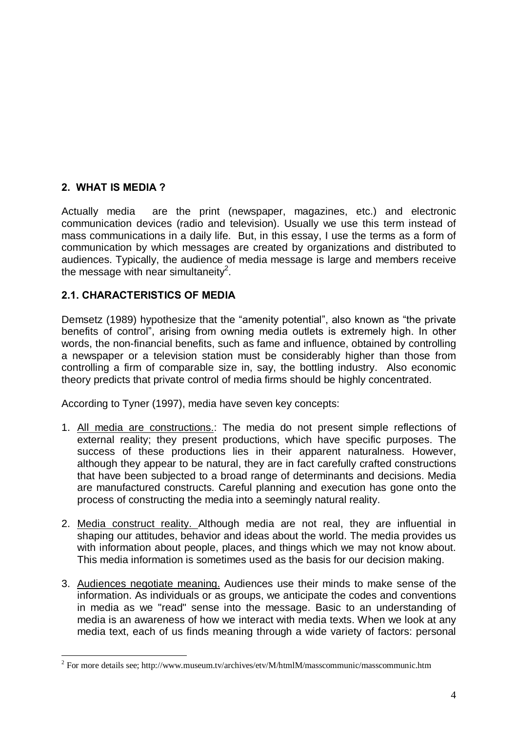## 2. WHAT IS MEDIA ?

Actually media are the print (newspaper, magazines, etc.) and electronic communication devices (radio and television). Usually we use this term instead of mass communications in a daily life. But, in this essay, I use the terms as a form of communication by which messages are created by organizations and distributed to audiences. Typically, the audience of media message is large and members receive the message with near simultaneity[2].

### 2.1. CHARACTERISTICS OF MEDIA

Demsetz (1989) hypothesize that the "amenity potential", also known as "the private benefits of control", arising from owning media outlets is extremely high. In other words, the non-financial benefits, such as fame and influence, obtained by controlling a newspaper or a television station must be considerably higher than those from controlling a firm of comparable size in, say, the bottling industry. Also economic theory predicts that private control of media firms should be highly concentrated.

According to Tyner (1997), media have seven key concepts:

1. <u>All media are constructions.</u>: The media do not present simple reflections of external reality; they present productions, which have specific purposes. The success of these productions lies in their apparent naturalness. However, although they appear to be natural, they are in fact carefully crafted constructions that have been subjected to a broad range of determinants and decisions. Media are manufactured constructs. Careful planning and execution has gone onto the process of constructing the media into a seemingly natural reality.

2. <u>Media construct reality.</u> Although media are not real, they are influential in shaping our attitudes, behavior and ideas about the world. The media provides us with information about people, places, and things which we may not know about. This media information is sometimes used as the basis for our decision making.

3. <u>Audiences negotiate meaning.</u> Audiences use their minds to make sense of the information. As individuals or as groups, we anticipate the codes and conventions in media as we "read" sense into the message. Basic to an understanding of media is an awareness of how we interact with media texts. When we look at any media text, each of us finds meaning through a wide variety of factors: personal

---

[2] For more details see; http://www.museum.tv/archives/etv/M/htmlM/masscommunic/masscommunic.htm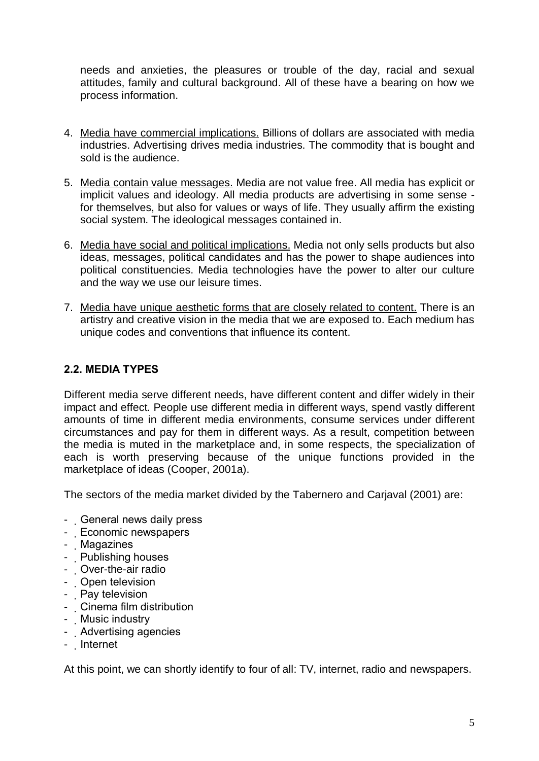needs and anxieties, the pleasures or trouble of the day, racial and sexual attitudes, family and cultural background. All of these have a bearing on how we process information.

4. Media have commercial implications. Billions of dollars are associated with media industries. Advertising drives media industries. The commodity that is bought and sold is the audience.

5. Media contain value messages. Media are not value free. All media has explicit or implicit values and ideology. All media products are advertising in some sense - for themselves, but also for values or ways of life. They usually affirm the existing social system. The ideological messages contained in.

6. Media have social and political implications. Media not only sells products but also ideas, messages, political candidates and has the power to shape audiences into political constituencies. Media technologies have the power to alter our culture and the way we use our leisure times.

7. Media have unique aesthetic forms that are closely related to content. There is an artistry and creative vision in the media that we are exposed to. Each medium has unique codes and conventions that influence its content.

## 2.2. MEDIA TYPES

Different media serve different needs, have different content and differ widely in their impact and effect. People use different media in different ways, spend vastly different amounts of time in different media environments, consume services under different circumstances and pay for them in different ways. As a result, competition between the media is muted in the marketplace and, in some respects, the specialization of each is worth preserving because of the unique functions provided in the marketplace of ideas (Cooper, 2001a).

The sectors of the media market divided by the Tabernero and Carjaval (2001) are:

- General news daily press
- Economic newspapers
- Magazines
- Publishing houses
- Over-the-air radio
- Open television
- Pay television
- Cinema film distribution
- Music industry
- Advertising agencies
- Internet

At this point, we can shortly identify to four of all: TV, internet, radio and newspapers.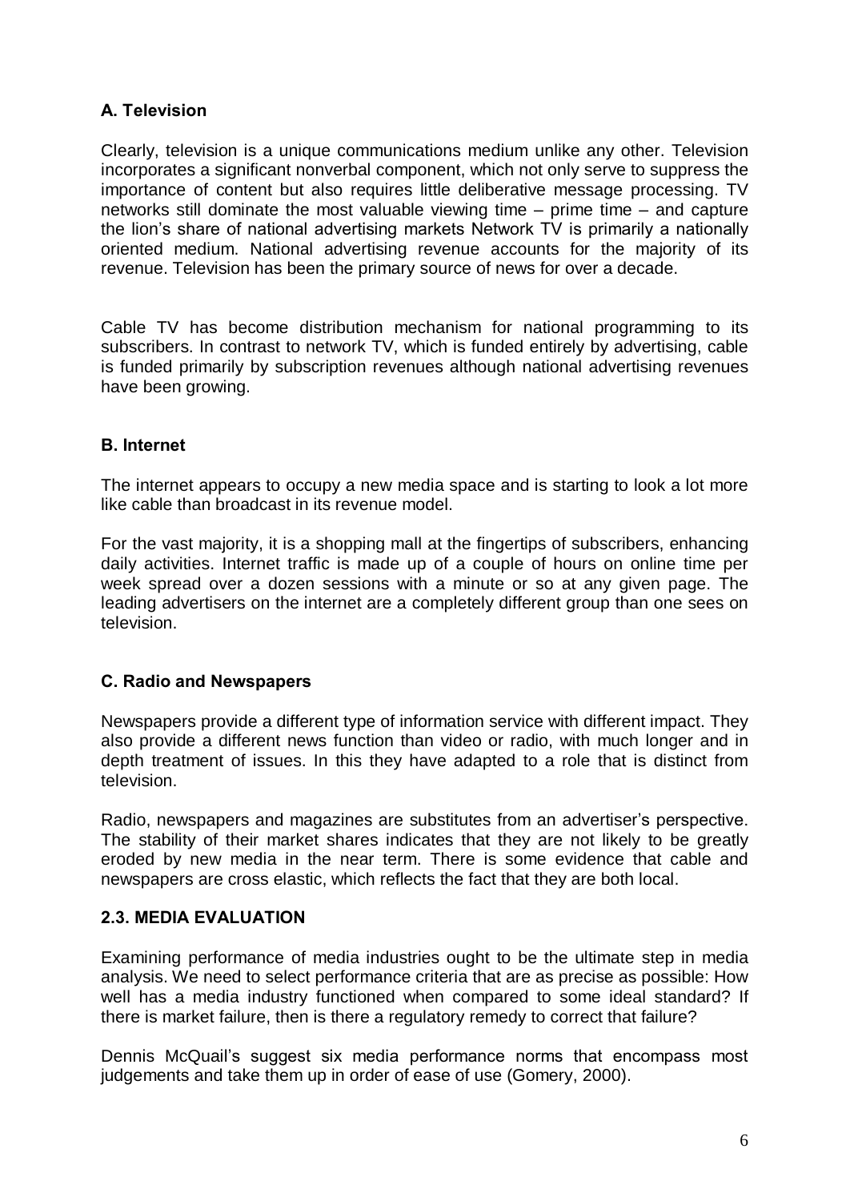### A. Television

Clearly, television is a unique communications medium unlike any other. Television incorporates a significant nonverbal component, which not only serve to suppress the importance of content but also requires little deliberative message processing. TV networks still dominate the most valuable viewing time – prime time – and capture the lion's share of national advertising markets Network TV is primarily a nationally oriented medium. National advertising revenue accounts for the majority of its revenue. Television has been the primary source of news for over a decade.

Cable TV has become distribution mechanism for national programming to its subscribers. In contrast to network TV, which is funded entirely by advertising, cable is funded primarily by subscription revenues although national advertising revenues have been growing.

### B. Internet

The internet appears to occupy a new media space and is starting to look a lot more like cable than broadcast in its revenue model.

For the vast majority, it is a shopping mall at the fingertips of subscribers, enhancing daily activities. Internet traffic is made up of a couple of hours on online time per week spread over a dozen sessions with a minute or so at any given page. The leading advertisers on the internet are a completely different group than one sees on television.

### C. Radio and Newspapers

Newspapers provide a different type of information service with different impact. They also provide a different news function than video or radio, with much longer and in depth treatment of issues. In this they have adapted to a role that is distinct from television.

Radio, newspapers and magazines are substitutes from an advertiser's perspective. The stability of their market shares indicates that they are not likely to be greatly eroded by new media in the near term. There is some evidence that cable and newspapers are cross elastic, which reflects the fact that they are both local.

## 2.3. MEDIA EVALUATION

Examining performance of media industries ought to be the ultimate step in media analysis. We need to select performance criteria that are as precise as possible: How well has a media industry functioned when compared to some ideal standard? If there is market failure, then is there a regulatory remedy to correct that failure?

Dennis McQuail's suggest six media performance norms that encompass most judgements and take them up in order of ease of use (Gomery, 2000).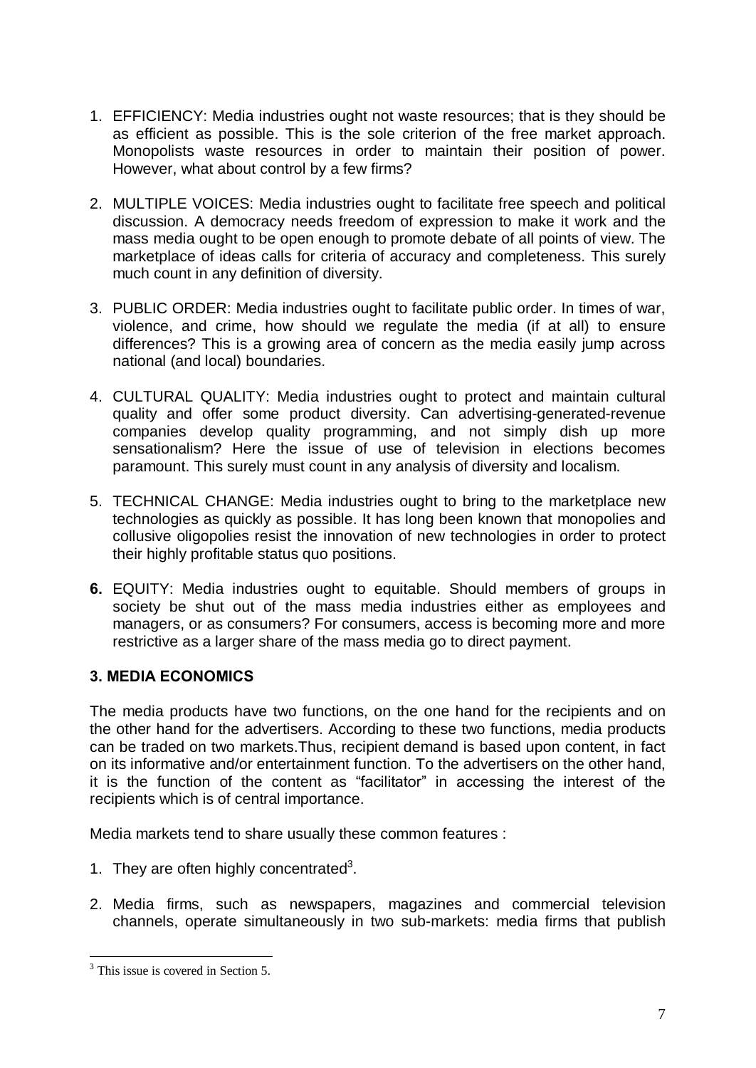1. EFFICIENCY: Media industries ought not waste resources; that is they should be as efficient as possible. This is the sole criterion of the free market approach. Monopolists waste resources in order to maintain their position of power. However, what about control by a few firms?

2. MULTIPLE VOICES: Media industries ought to facilitate free speech and political discussion. A democracy needs freedom of expression to make it work and the mass media ought to be open enough to promote debate of all points of view. The marketplace of ideas calls for criteria of accuracy and completeness. This surely much count in any definition of diversity.

3. PUBLIC ORDER: Media industries ought to facilitate public order. In times of war, violence, and crime, how should we regulate the media (if at all) to ensure differences? This is a growing area of concern as the media easily jump across national (and local) boundaries.

4. CULTURAL QUALITY: Media industries ought to protect and maintain cultural quality and offer some product diversity. Can advertising-generated-revenue companies develop quality programming, and not simply dish up more sensationalism? Here the issue of use of television in elections becomes paramount. This surely must count in any analysis of diversity and localism.

5. TECHNICAL CHANGE: Media industries ought to bring to the marketplace new technologies as quickly as possible. It has long been known that monopolies and collusive oligopolies resist the innovation of new technologies in order to protect their highly profitable status quo positions.

6. EQUITY: Media industries ought to equitable. Should members of groups in society be shut out of the mass media industries either as employees and managers, or as consumers? For consumers, access is becoming more and more restrictive as a larger share of the mass media go to direct payment.

## 3. MEDIA ECONOMICS

The media products have two functions, on the one hand for the recipients and on the other hand for the advertisers. According to these two functions, media products can be traded on two markets.Thus, recipient demand is based upon content, in fact on its informative and/or entertainment function. To the advertisers on the other hand, it is the function of the content as "facilitator" in accessing the interest of the recipients which is of central importance.

Media markets tend to share usually these common features :

1. They are often highly concentrated[3].

2. Media firms, such as newspapers, magazines and commercial television channels, operate simultaneously in two sub-markets: media firms that publish

[3] This issue is covered in Section 5.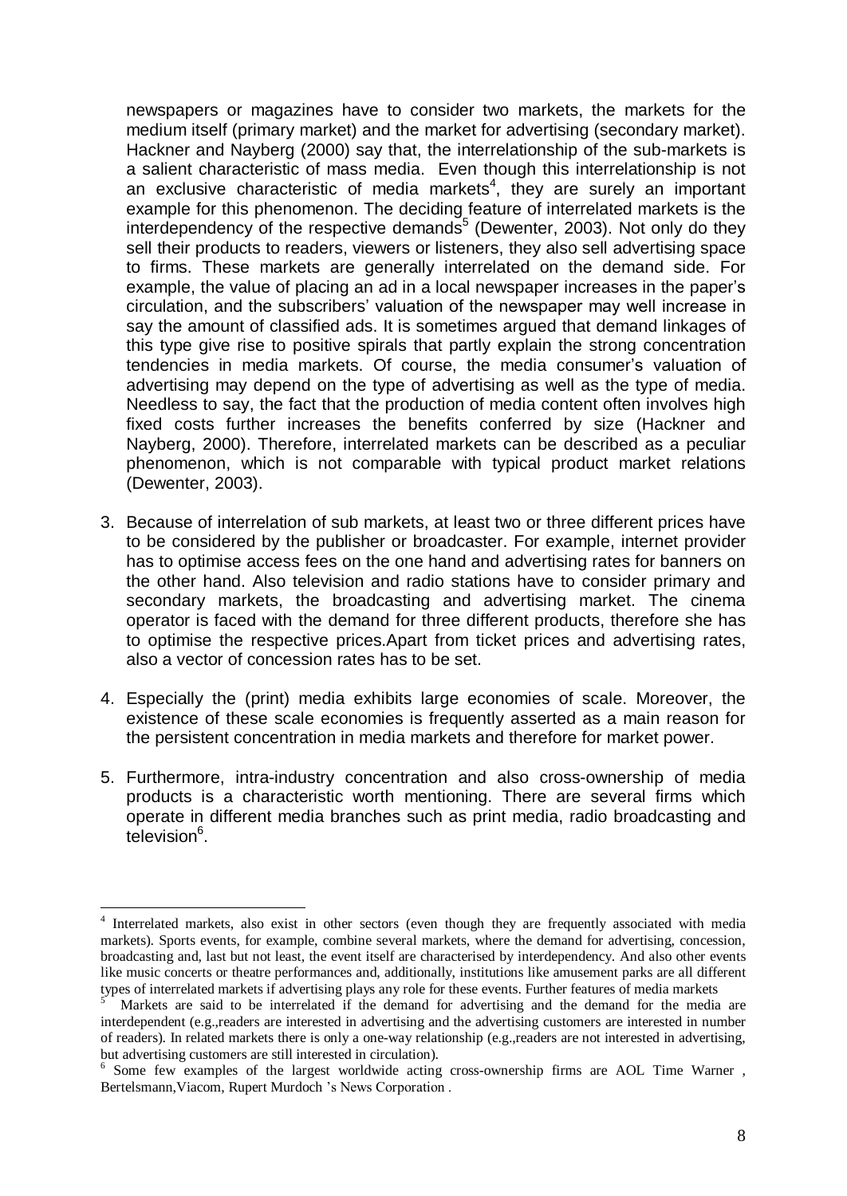newspapers or magazines have to consider two markets, the markets for the medium itself (primary market) and the market for advertising (secondary market). Hackner and Nayberg (2000) say that, the interrelationship of the sub-markets is a salient characteristic of mass media. Even though this interrelationship is not an exclusive characteristic of media markets[4], they are surely an important example for this phenomenon. The deciding feature of interrelated markets is the interdependency of the respective demands[5] (Dewenter, 2003). Not only do they sell their products to readers, viewers or listeners, they also sell advertising space to firms. These markets are generally interrelated on the demand side. For example, the value of placing an ad in a local newspaper increases in the paper's circulation, and the subscribers' valuation of the newspaper may well increase in say the amount of classified ads. It is sometimes argued that demand linkages of this type give rise to positive spirals that partly explain the strong concentration tendencies in media markets. Of course, the media consumer's valuation of advertising may depend on the type of advertising as well as the type of media. Needless to say, the fact that the production of media content often involves high fixed costs further increases the benefits conferred by size (Hackner and Nayberg, 2000). Therefore, interrelated markets can be described as a peculiar phenomenon, which is not comparable with typical product market relations (Dewenter, 2003).

3. Because of interrelation of sub markets, at least two or three different prices have to be considered by the publisher or broadcaster. For example, internet provider has to optimise access fees on the one hand and advertising rates for banners on the other hand. Also television and radio stations have to consider primary and secondary markets, the broadcasting and advertising market. The cinema operator is faced with the demand for three different products, therefore she has to optimise the respective prices.Apart from ticket prices and advertising rates, also a vector of concession rates has to be set.

4. Especially the (print) media exhibits large economies of scale. Moreover, the existence of these scale economies is frequently asserted as a main reason for the persistent concentration in media markets and therefore for market power.

5. Furthermore, intra-industry concentration and also cross-ownership of media products is a characteristic worth mentioning. There are several firms which operate in different media branches such as print media, radio broadcasting and television[6].

---

[4] Interrelated markets, also exist in other sectors (even though they are frequently associated with media markets). Sports events, for example, combine several markets, where the demand for advertising, concession, broadcasting and, last but not least, the event itself are characterised by interdependency. And also other events like music concerts or theatre performances and, additionally, institutions like amusement parks are all different types of interrelated markets if advertising plays any role for these events. Further features of media markets

[5] Markets are said to be interrelated if the demand for advertising and the demand for the media are interdependent (e.g.,readers are interested in advertising and the advertising customers are interested in number of readers). In related markets there is only a one-way relationship (e.g.,readers are not interested in advertising, but advertising customers are still interested in circulation).

[6] Some few examples of the largest worldwide acting cross-ownership firms are AOL Time Warner , Bertelsmann,Viacom, Rupert Murdoch 's News Corporation .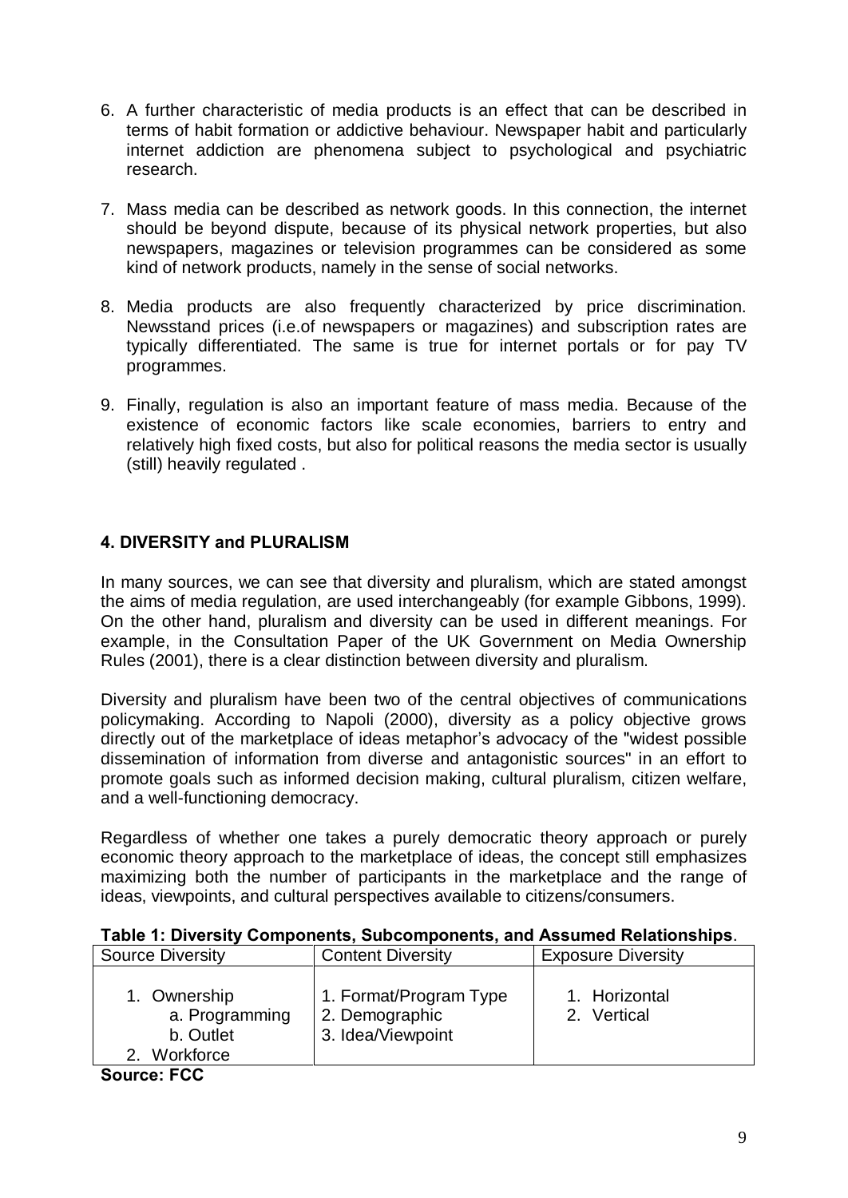6. A further characteristic of media products is an effect that can be described in terms of habit formation or addictive behaviour. Newspaper habit and particularly internet addiction are phenomena subject to psychological and psychiatric research.

7. Mass media can be described as network goods. In this connection, the internet should be beyond dispute, because of its physical network properties, but also newspapers, magazines or television programmes can be considered as some kind of network products, namely in the sense of social networks.

8. Media products are also frequently characterized by price discrimination. Newsstand prices (i.e.of newspapers or magazines) and subscription rates are typically differentiated. The same is true for internet portals or for pay TV programmes.

9. Finally, regulation is also an important feature of mass media. Because of the existence of economic factors like scale economies, barriers to entry and relatively high fixed costs, but also for political reasons the media sector is usually (still) heavily regulated .

## 4. DIVERSITY and PLURALISM

In many sources, we can see that diversity and pluralism, which are stated amongst the aims of media regulation, are used interchangeably (for example Gibbons, 1999). On the other hand, pluralism and diversity can be used in different meanings. For example, in the Consultation Paper of the UK Government on Media Ownership Rules (2001), there is a clear distinction between diversity and pluralism.

Diversity and pluralism have been two of the central objectives of communications policymaking. According to Napoli (2000), diversity as a policy objective grows directly out of the marketplace of ideas metaphor's advocacy of the "widest possible dissemination of information from diverse and antagonistic sources" in an effort to promote goals such as informed decision making, cultural pluralism, citizen welfare, and a well-functioning democracy.

Regardless of whether one takes a purely democratic theory approach or purely economic theory approach to the marketplace of ideas, the concept still emphasizes maximizing both the number of participants in the marketplace and the range of ideas, viewpoints, and cultural perspectives available to citizens/consumers.

**Table 1: Diversity Components, Subcomponents, and Assumed Relationships**.

| Source Diversity | Content Diversity | Exposure Diversity |
|---|---|---|
| 1. Ownership<br>a. Programming<br>b. Outlet<br>2. Workforce | 1. Format/Program Type<br>2. Demographic<br>3. Idea/Viewpoint | 1. Horizontal<br>2. Vertical |

**Source: FCC**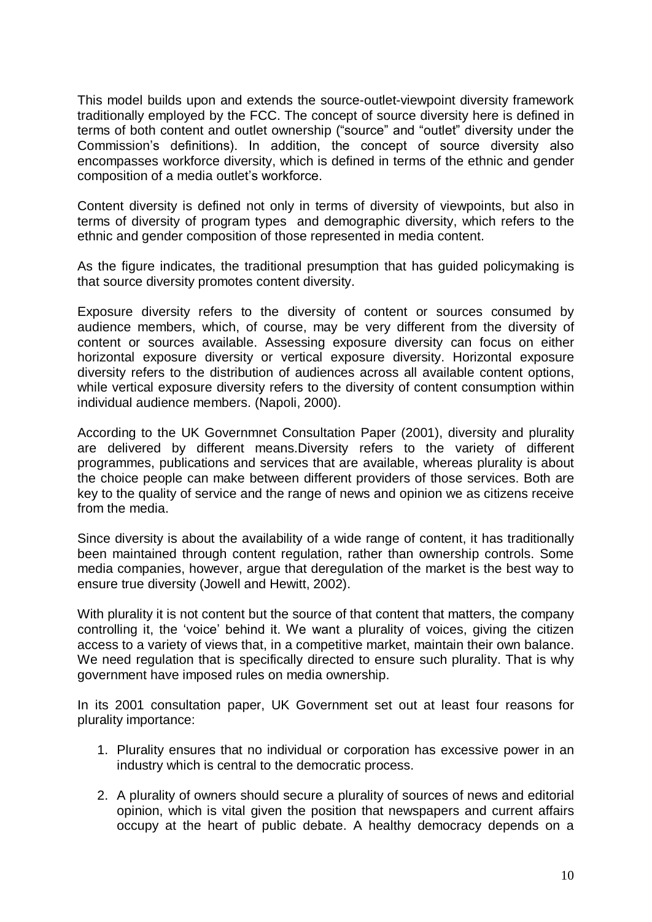This model builds upon and extends the source-outlet-viewpoint diversity framework traditionally employed by the FCC. The concept of source diversity here is defined in terms of both content and outlet ownership ("source" and "outlet" diversity under the Commission's definitions). In addition, the concept of source diversity also encompasses workforce diversity, which is defined in terms of the ethnic and gender composition of a media outlet's workforce.

Content diversity is defined not only in terms of diversity of viewpoints, but also in terms of diversity of program types and demographic diversity, which refers to the ethnic and gender composition of those represented in media content.

As the figure indicates, the traditional presumption that has guided policymaking is that source diversity promotes content diversity.

Exposure diversity refers to the diversity of content or sources consumed by audience members, which, of course, may be very different from the diversity of content or sources available. Assessing exposure diversity can focus on either horizontal exposure diversity or vertical exposure diversity. Horizontal exposure diversity refers to the distribution of audiences across all available content options, while vertical exposure diversity refers to the diversity of content consumption within individual audience members. (Napoli, 2000).

According to the UK Governmnet Consultation Paper (2001), diversity and plurality are delivered by different means.Diversity refers to the variety of different programmes, publications and services that are available, whereas plurality is about the choice people can make between different providers of those services. Both are key to the quality of service and the range of news and opinion we as citizens receive from the media.

Since diversity is about the availability of a wide range of content, it has traditionally been maintained through content regulation, rather than ownership controls. Some media companies, however, argue that deregulation of the market is the best way to ensure true diversity (Jowell and Hewitt, 2002).

With plurality it is not content but the source of that content that matters, the company controlling it, the 'voice' behind it. We want a plurality of voices, giving the citizen access to a variety of views that, in a competitive market, maintain their own balance. We need regulation that is specifically directed to ensure such plurality. That is why government have imposed rules on media ownership.

In its 2001 consultation paper, UK Government set out at least four reasons for plurality importance:

1. Plurality ensures that no individual or corporation has excessive power in an industry which is central to the democratic process.

2. A plurality of owners should secure a plurality of sources of news and editorial opinion, which is vital given the position that newspapers and current affairs occupy at the heart of public debate. A healthy democracy depends on a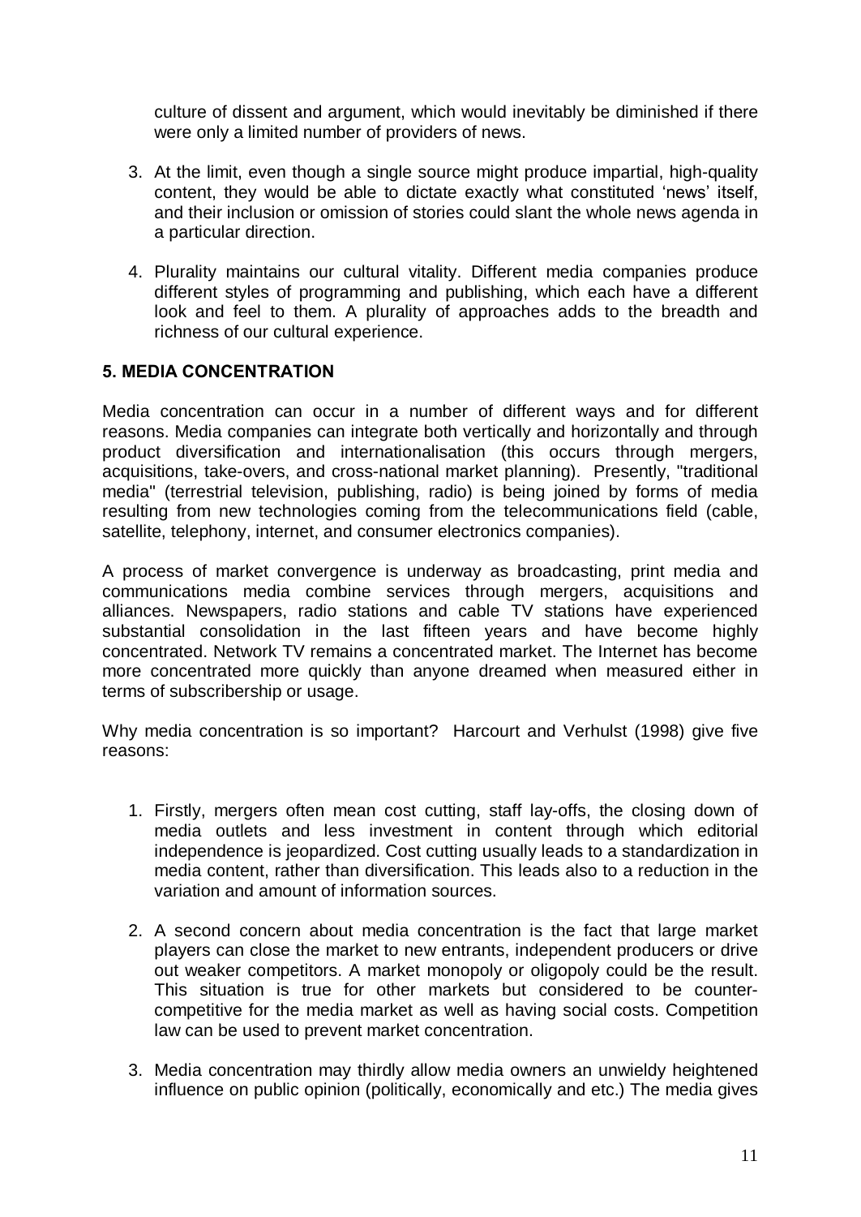culture of dissent and argument, which would inevitably be diminished if there were only a limited number of providers of news.

3. At the limit, even though a single source might produce impartial, high-quality content, they would be able to dictate exactly what constituted 'news' itself, and their inclusion or omission of stories could slant the whole news agenda in a particular direction.

4. Plurality maintains our cultural vitality. Different media companies produce different styles of programming and publishing, which each have a different look and feel to them. A plurality of approaches adds to the breadth and richness of our cultural experience.

## 5. MEDIA CONCENTRATION

Media concentration can occur in a number of different ways and for different reasons. Media companies can integrate both vertically and horizontally and through product diversification and internationalisation (this occurs through mergers, acquisitions, take-overs, and cross-national market planning). Presently, "traditional media" (terrestrial television, publishing, radio) is being joined by forms of media resulting from new technologies coming from the telecommunications field (cable, satellite, telephony, internet, and consumer electronics companies).

A process of market convergence is underway as broadcasting, print media and communications media combine services through mergers, acquisitions and alliances. Newspapers, radio stations and cable TV stations have experienced substantial consolidation in the last fifteen years and have become highly concentrated. Network TV remains a concentrated market. The Internet has become more concentrated more quickly than anyone dreamed when measured either in terms of subscribership or usage.

Why media concentration is so important? Harcourt and Verhulst (1998) give five reasons:

1. Firstly, mergers often mean cost cutting, staff lay-offs, the closing down of media outlets and less investment in content through which editorial independence is jeopardized. Cost cutting usually leads to a standardization in media content, rather than diversification. This leads also to a reduction in the variation and amount of information sources.

2. A second concern about media concentration is the fact that large market players can close the market to new entrants, independent producers or drive out weaker competitors. A market monopoly or oligopoly could be the result. This situation is true for other markets but considered to be counter-competitive for the media market as well as having social costs. Competition law can be used to prevent market concentration.

3. Media concentration may thirdly allow media owners an unwieldy heightened influence on public opinion (politically, economically and etc.) The media gives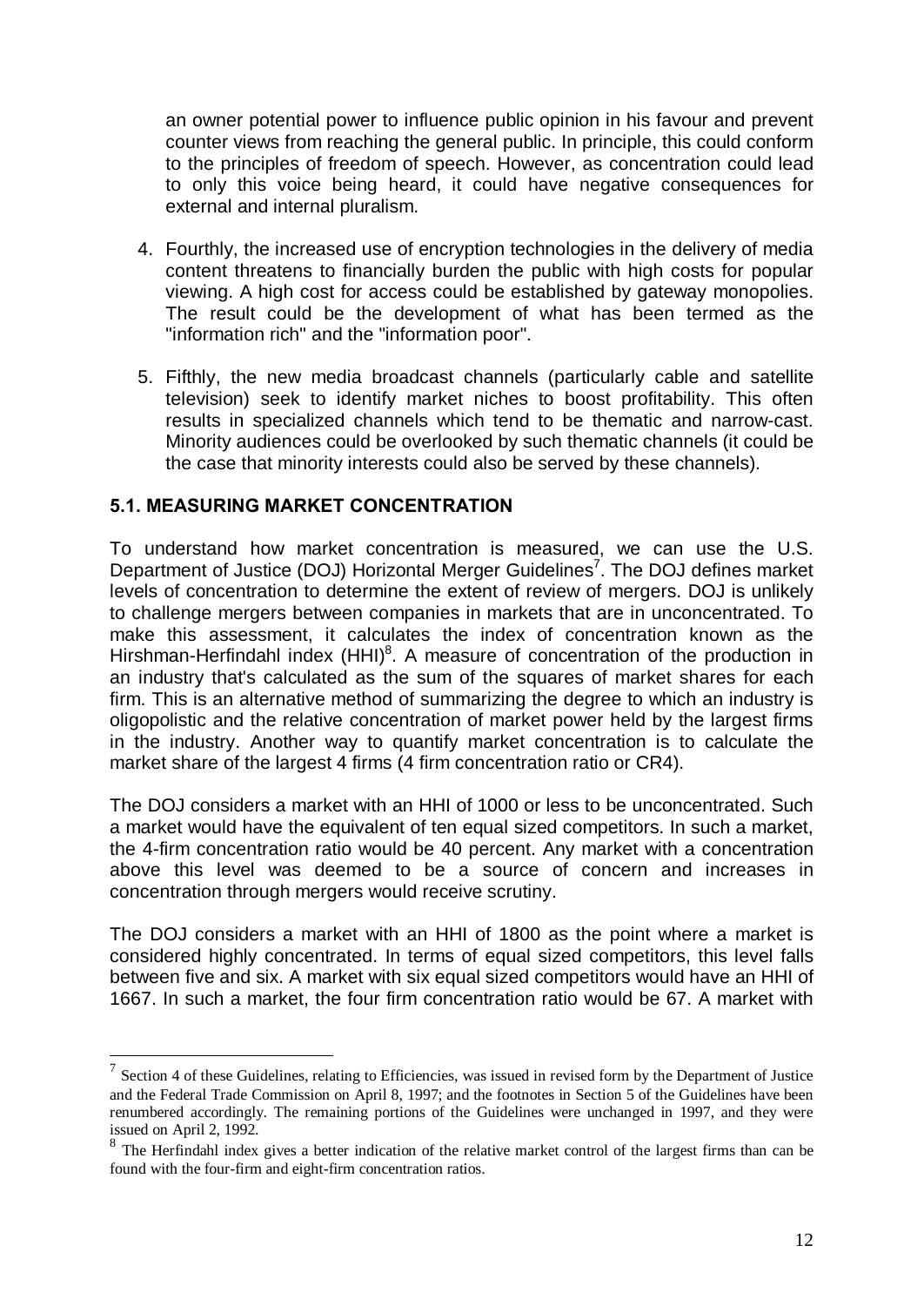an owner potential power to influence public opinion in his favour and prevent counter views from reaching the general public. In principle, this could conform to the principles of freedom of speech. However, as concentration could lead to only this voice being heard, it could have negative consequences for external and internal pluralism.

4. Fourthly, the increased use of encryption technologies in the delivery of media content threatens to financially burden the public with high costs for popular viewing. A high cost for access could be established by gateway monopolies. The result could be the development of what has been termed as the "information rich" and the "information poor".

5. Fifthly, the new media broadcast channels (particularly cable and satellite television) seek to identify market niches to boost profitability. This often results in specialized channels which tend to be thematic and narrow-cast. Minority audiences could be overlooked by such thematic channels (it could be the case that minority interests could also be served by these channels).

### 5.1. MEASURING MARKET CONCENTRATION

To understand how market concentration is measured, we can use the U.S. Department of Justice (DOJ) Horizontal Merger Guidelines[7]. The DOJ defines market levels of concentration to determine the extent of review of mergers. DOJ is unlikely to challenge mergers between companies in markets that are in unconcentrated. To make this assessment, it calculates the index of concentration known as the Hirshman-Herfindahl index (HHI)[8]. A measure of concentration of the production in an industry that's calculated as the sum of the squares of market shares for each firm. This is an alternative method of summarizing the degree to which an industry is oligopolistic and the relative concentration of market power held by the largest firms in the industry. Another way to quantify market concentration is to calculate the market share of the largest 4 firms (4 firm concentration ratio or CR4).

The DOJ considers a market with an HHI of 1000 or less to be unconcentrated. Such a market would have the equivalent of ten equal sized competitors. In such a market, the 4-firm concentration ratio would be 40 percent. Any market with a concentration above this level was deemed to be a source of concern and increases in concentration through mergers would receive scrutiny.

The DOJ considers a market with an HHI of 1800 as the point where a market is considered highly concentrated. In terms of equal sized competitors, this level falls between five and six. A market with six equal sized competitors would have an HHI of 1667. In such a market, the four firm concentration ratio would be 67. A market with

---

[7] Section 4 of these Guidelines, relating to Efficiencies, was issued in revised form by the Department of Justice and the Federal Trade Commission on April 8, 1997; and the footnotes in Section 5 of the Guidelines have been renumbered accordingly. The remaining portions of the Guidelines were unchanged in 1997, and they were issued on April 2, 1992.

[8] The Herfindahl index gives a better indication of the relative market control of the largest firms than can be found with the four-firm and eight-firm concentration ratios.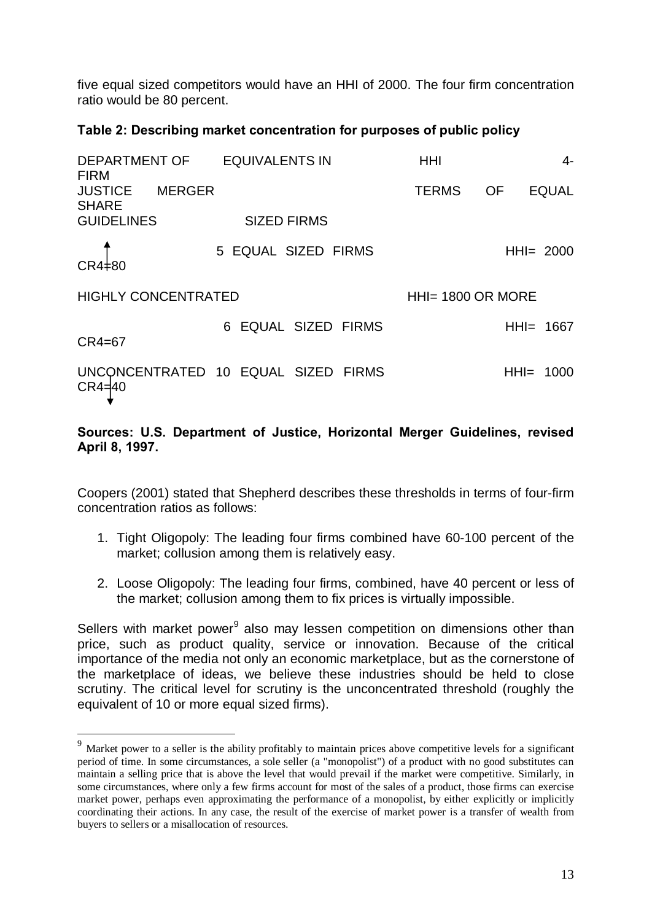five equal sized competitors would have an HHI of 2000. The four firm concentration ratio would be 80 percent.

**Table 2: Describing market concentration for purposes of public policy**

| DEPARTMENT OF JUSTICE MERGER GUIDELINES | EQUIVALENTS IN SIZED FIRMS | HHI TERMS OF EQUAL | 4-FIRM SHARE |
|---|---|---|---|
| ↑ | 5 EQUAL SIZED FIRMS | HHI= 2000 | CR4=80 |
| HIGHLY CONCENTRATED | | HHI= 1800 OR MORE | |
| | 6 EQUAL SIZED FIRMS | HHI= 1667 | CR4=67 |
| UNCONCENTRATED ↓ | 10 EQUAL SIZED FIRMS | HHI= 1000 | CR4=40 |

**Sources: U.S. Department of Justice, Horizontal Merger Guidelines, revised April 8, 1997.**

Coopers (2001) stated that Shepherd describes these thresholds in terms of four-firm concentration ratios as follows:

1. Tight Oligopoly: The leading four firms combined have 60-100 percent of the market; collusion among them is relatively easy.
2. Loose Oligopoly: The leading four firms, combined, have 40 percent or less of the market; collusion among them to fix prices is virtually impossible.

Sellers with market power[9] also may lessen competition on dimensions other than price, such as product quality, service or innovation. Because of the critical importance of the media not only an economic marketplace, but as the cornerstone of the marketplace of ideas, we believe these industries should be held to close scrutiny. The critical level for scrutiny is the unconcentrated threshold (roughly the equivalent of 10 or more equal sized firms).

[9] Market power to a seller is the ability profitably to maintain prices above competitive levels for a significant period of time. In some circumstances, a sole seller (a "monopolist") of a product with no good substitutes can maintain a selling price that is above the level that would prevail if the market were competitive. Similarly, in some circumstances, where only a few firms account for most of the sales of a product, those firms can exercise market power, perhaps even approximating the performance of a monopolist, by either explicitly or implicitly coordinating their actions. In any case, the result of the exercise of market power is a transfer of wealth from buyers to sellers or a misallocation of resources.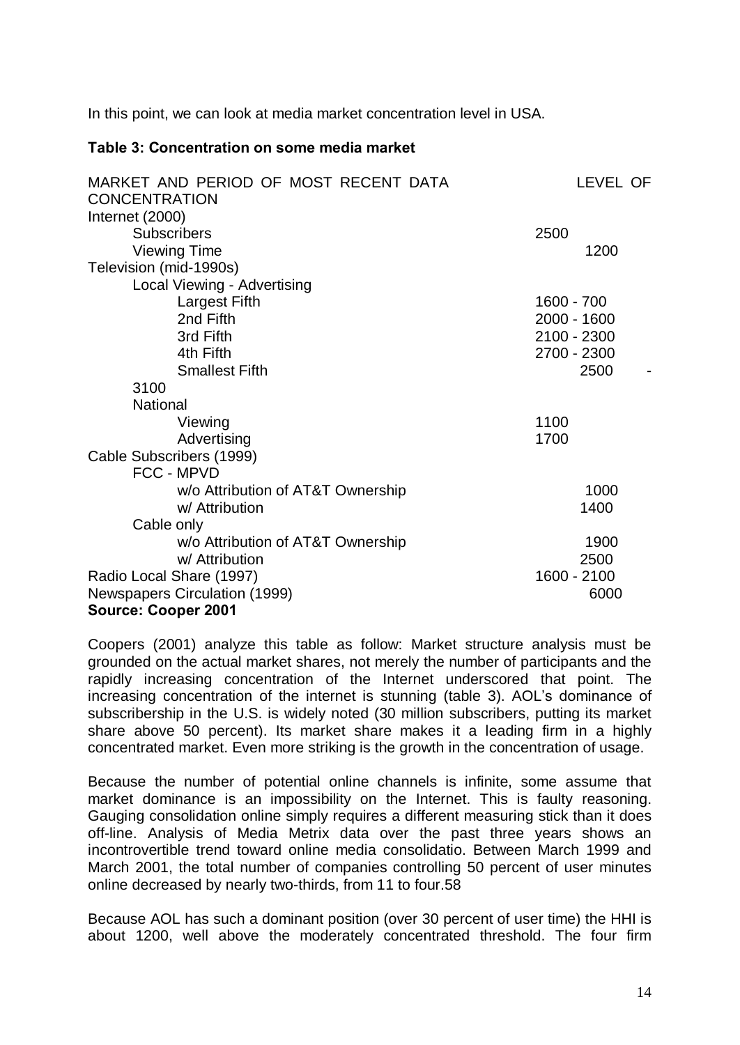In this point, we can look at media market concentration level in USA.

**Table 3: Concentration on some media market**

| MARKET AND PERIOD OF MOST RECENT DATA | LEVEL OF CONCENTRATION |
|---|---|
| Internet (2000) | |
| Subscribers | 2500 |
| Viewing Time | 1200 |
| Television (mid-1990s) | |
| Local Viewing - Advertising | |
| Largest Fifth | 1600 - 700 |
| 2nd Fifth | 2000 - 1600 |
| 3rd Fifth | 2100 - 2300 |
| 4th Fifth | 2700 - 2300 |
| Smallest Fifth | 2500 - 3100 |
| National | |
| Viewing | 1100 |
| Advertising | 1700 |
| Cable Subscribers (1999) | |
| FCC - MPVD | |
| w/o Attribution of AT&T Ownership | 1000 |
| w/ Attribution | 1400 |
| Cable only | |
| w/o Attribution of AT&T Ownership | 1900 |
| w/ Attribution | 2500 |
| Radio Local Share (1997) | 1600 - 2100 |
| Newspapers Circulation (1999) | 6000 |

**Source: Cooper 2001**

Coopers (2001) analyze this table as follow: Market structure analysis must be grounded on the actual market shares, not merely the number of participants and the rapidly increasing concentration of the Internet underscored that point. The increasing concentration of the internet is stunning (table 3). AOL's dominance of subscribership in the U.S. is widely noted (30 million subscribers, putting its market share above 50 percent). Its market share makes it a leading firm in a highly concentrated market. Even more striking is the growth in the concentration of usage.

Because the number of potential online channels is infinite, some assume that market dominance is an impossibility on the Internet. This is faulty reasoning. Gauging consolidation online simply requires a different measuring stick than it does off-line. Analysis of Media Metrix data over the past three years shows an incontrovertible trend toward online media consolidatio. Between March 1999 and March 2001, the total number of companies controlling 50 percent of user minutes online decreased by nearly two-thirds, from 11 to four.58

Because AOL has such a dominant position (over 30 percent of user time) the HHI is about 1200, well above the moderately concentrated threshold. The four firm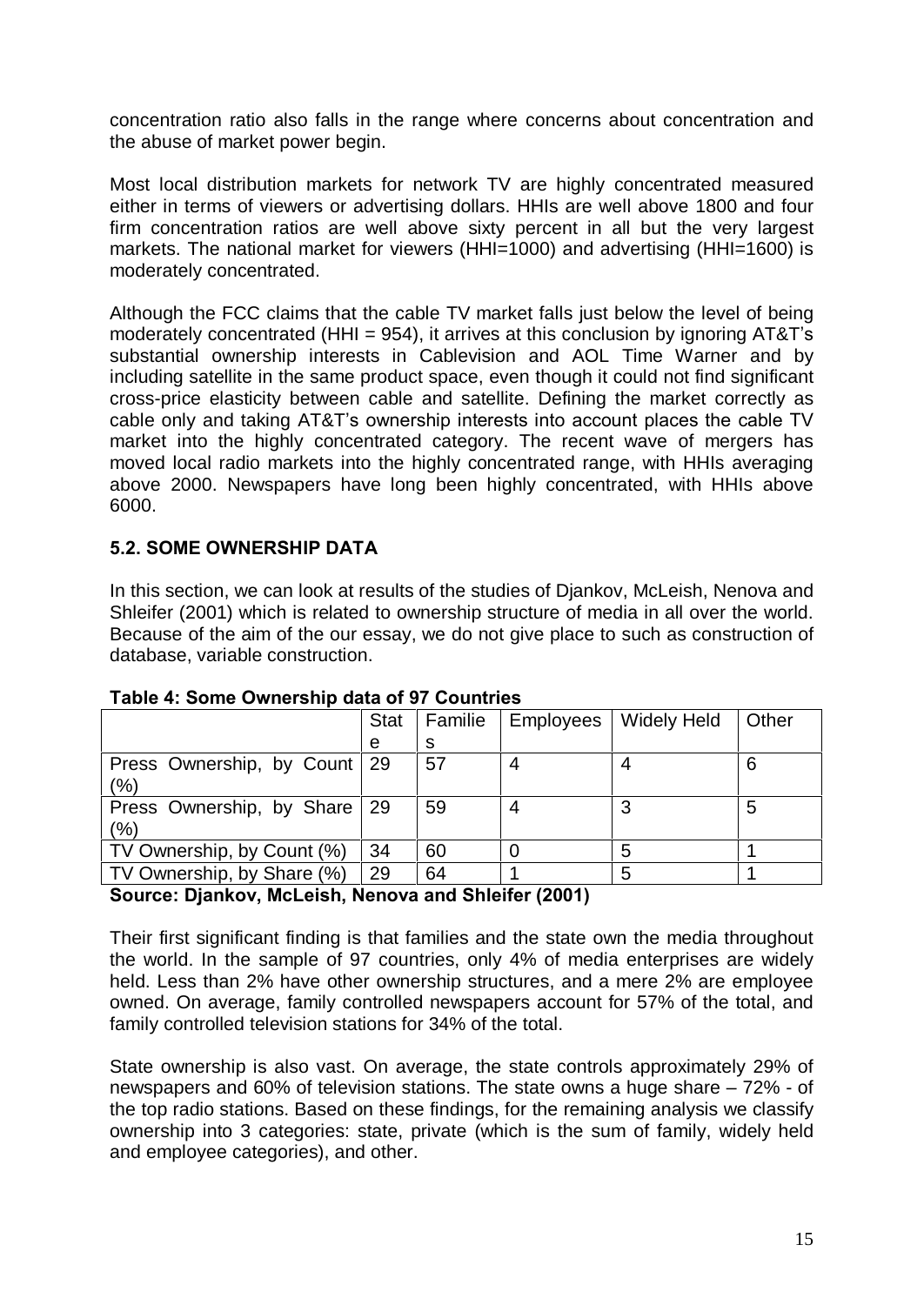concentration ratio also falls in the range where concerns about concentration and the abuse of market power begin.

Most local distribution markets for network TV are highly concentrated measured either in terms of viewers or advertising dollars. HHIs are well above 1800 and four firm concentration ratios are well above sixty percent in all but the very largest markets. The national market for viewers (HHI=1000) and advertising (HHI=1600) is moderately concentrated.

Although the FCC claims that the cable TV market falls just below the level of being moderately concentrated (HHI = 954), it arrives at this conclusion by ignoring AT&T's substantial ownership interests in Cablevision and AOL Time Warner and by including satellite in the same product space, even though it could not find significant cross-price elasticity between cable and satellite. Defining the market correctly as cable only and taking AT&T's ownership interests into account places the cable TV market into the highly concentrated category. The recent wave of mergers has moved local radio markets into the highly concentrated range, with HHIs averaging above 2000. Newspapers have long been highly concentrated, with HHIs above 6000.

### 5.2. SOME OWNERSHIP DATA

In this section, we can look at results of the studies of Djankov, McLeish, Nenova and Shleifer (2001) which is related to ownership structure of media in all over the world. Because of the aim of the our essay, we do not give place to such as construction of database, variable construction.

**Table 4: Some Ownership data of 97 Countries**

| | State | Families | Employees | Widely Held | Other |
|---|---|---|---|---|---|
| Press Ownership, by Count (%) | 29 | 57 | 4 | 4 | 6 |
| Press Ownership, by Share (%) | 29 | 59 | 4 | 3 | 5 |
| TV Ownership, by Count (%) | 34 | 60 | 0 | 5 | 1 |
| TV Ownership, by Share (%) | 29 | 64 | 1 | 5 | 1 |

**Source: Djankov, McLeish, Nenova and Shleifer (2001)**

Their first significant finding is that families and the state own the media throughout the world. In the sample of 97 countries, only 4% of media enterprises are widely held. Less than 2% have other ownership structures, and a mere 2% are employee owned. On average, family controlled newspapers account for 57% of the total, and family controlled television stations for 34% of the total.

State ownership is also vast. On average, the state controls approximately 29% of newspapers and 60% of television stations. The state owns a huge share – 72% - of the top radio stations. Based on these findings, for the remaining analysis we classify ownership into 3 categories: state, private (which is the sum of family, widely held and employee categories), and other.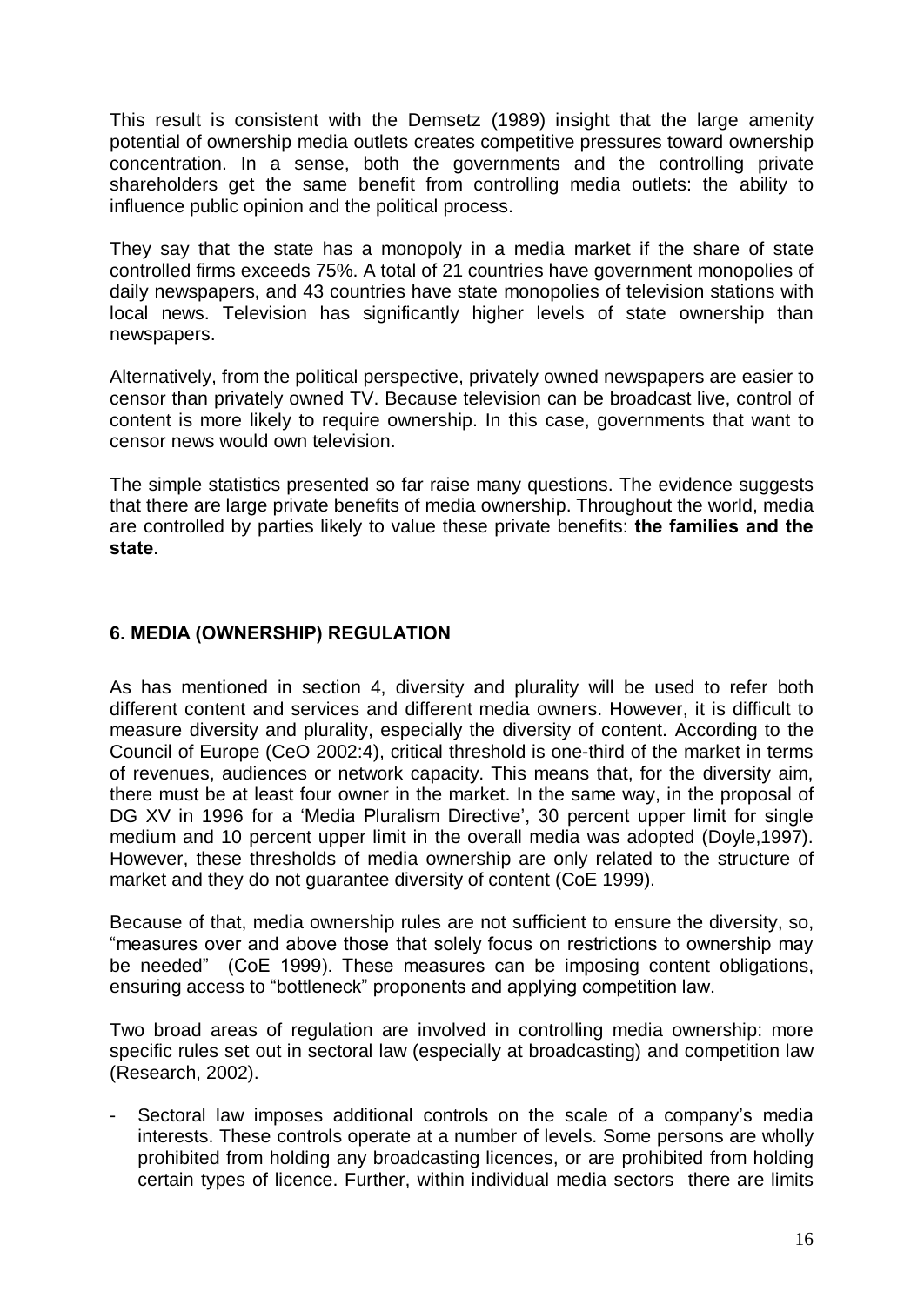This result is consistent with the Demsetz (1989) insight that the large amenity potential of ownership media outlets creates competitive pressures toward ownership concentration. In a sense, both the governments and the controlling private shareholders get the same benefit from controlling media outlets: the ability to influence public opinion and the political process.

They say that the state has a monopoly in a media market if the share of state controlled firms exceeds 75%. A total of 21 countries have government monopolies of daily newspapers, and 43 countries have state monopolies of television stations with local news. Television has significantly higher levels of state ownership than newspapers.

Alternatively, from the political perspective, privately owned newspapers are easier to censor than privately owned TV. Because television can be broadcast live, control of content is more likely to require ownership. In this case, governments that want to censor news would own television.

The simple statistics presented so far raise many questions. The evidence suggests that there are large private benefits of media ownership. Throughout the world, media are controlled by parties likely to value these private benefits: **the families and the state.**

## 6. MEDIA (OWNERSHIP) REGULATION

As has mentioned in section 4, diversity and plurality will be used to refer both different content and services and different media owners. However, it is difficult to measure diversity and plurality, especially the diversity of content. According to the Council of Europe (CeO 2002:4), critical threshold is one-third of the market in terms of revenues, audiences or network capacity. This means that, for the diversity aim, there must be at least four owner in the market. In the same way, in the proposal of DG XV in 1996 for a 'Media Pluralism Directive', 30 percent upper limit for single medium and 10 percent upper limit in the overall media was adopted (Doyle,1997). However, these thresholds of media ownership are only related to the structure of market and they do not guarantee diversity of content (CoE 1999).

Because of that, media ownership rules are not sufficient to ensure the diversity, so, "measures over and above those that solely focus on restrictions to ownership may be needed" (CoE 1999). These measures can be imposing content obligations, ensuring access to "bottleneck" proponents and applying competition law.

Two broad areas of regulation are involved in controlling media ownership: more specific rules set out in sectoral law (especially at broadcasting) and competition law (Research, 2002).

- Sectoral law imposes additional controls on the scale of a company's media interests. These controls operate at a number of levels. Some persons are wholly prohibited from holding any broadcasting licences, or are prohibited from holding certain types of licence. Further, within individual media sectors there are limits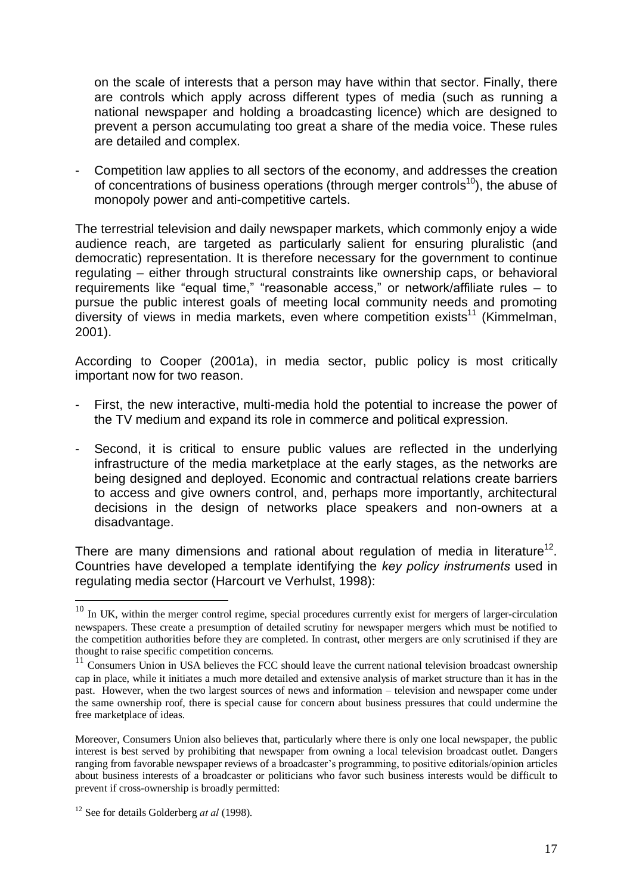on the scale of interests that a person may have within that sector. Finally, there are controls which apply across different types of media (such as running a national newspaper and holding a broadcasting licence) which are designed to prevent a person accumulating too great a share of the media voice. These rules are detailed and complex.

- Competition law applies to all sectors of the economy, and addresses the creation of concentrations of business operations (through merger controls[10]), the abuse of monopoly power and anti-competitive cartels.

The terrestrial television and daily newspaper markets, which commonly enjoy a wide audience reach, are targeted as particularly salient for ensuring pluralistic (and democratic) representation. It is therefore necessary for the government to continue regulating – either through structural constraints like ownership caps, or behavioral requirements like "equal time," "reasonable access," or network/affiliate rules – to pursue the public interest goals of meeting local community needs and promoting diversity of views in media markets, even where competition exists[11] (Kimmelman, 2001).

According to Cooper (2001a), in media sector, public policy is most critically important now for two reason.

- First, the new interactive, multi-media hold the potential to increase the power of the TV medium and expand its role in commerce and political expression.
- Second, it is critical to ensure public values are reflected in the underlying infrastructure of the media marketplace at the early stages, as the networks are being designed and deployed. Economic and contractual relations create barriers to access and give owners control, and, perhaps more importantly, architectural decisions in the design of networks place speakers and non-owners at a disadvantage.

There are many dimensions and rational about regulation of media in literature[12]. Countries have developed a template identifying the *key policy instruments* used in regulating media sector (Harcourt ve Verhulst, 1998):

---

[10] In UK, within the merger control regime, special procedures currently exist for mergers of larger-circulation newspapers. These create a presumption of detailed scrutiny for newspaper mergers which must be notified to the competition authorities before they are completed. In contrast, other mergers are only scrutinised if they are thought to raise specific competition concerns.

[11] Consumers Union in USA believes the FCC should leave the current national television broadcast ownership cap in place, while it initiates a much more detailed and extensive analysis of market structure than it has in the past. However, when the two largest sources of news and information – television and newspaper come under the same ownership roof, there is special cause for concern about business pressures that could undermine the free marketplace of ideas.

Moreover, Consumers Union also believes that, particularly where there is only one local newspaper, the public interest is best served by prohibiting that newspaper from owning a local television broadcast outlet. Dangers ranging from favorable newspaper reviews of a broadcaster's programming, to positive editorials/opinion articles about business interests of a broadcaster or politicians who favor such business interests would be difficult to prevent if cross-ownership is broadly permitted:

[12] See for details Golderberg *at al* (1998).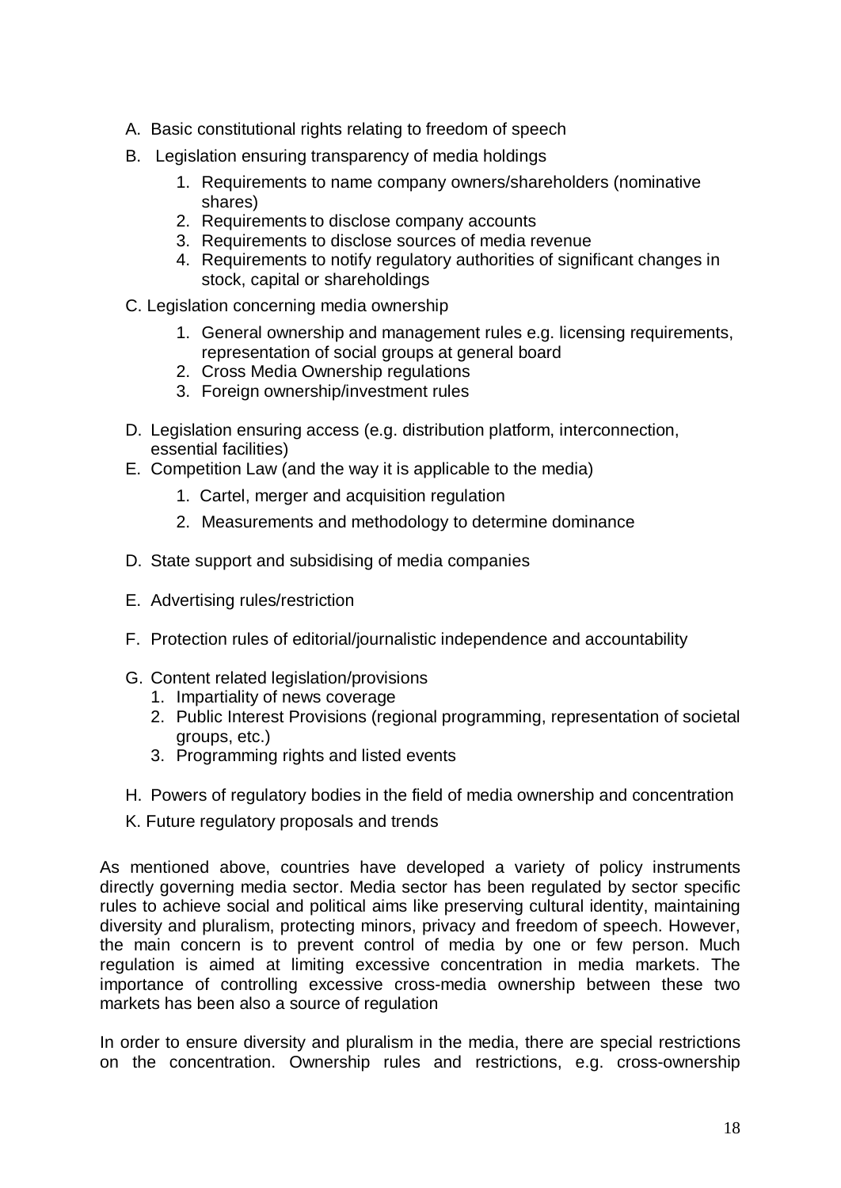A. Basic constitutional rights relating to freedom of speech

B. Legislation ensuring transparency of media holdings

   1. Requirements to name company owners/shareholders (nominative shares)
   2. Requirements to disclose company accounts
   3. Requirements to disclose sources of media revenue
   4. Requirements to notify regulatory authorities of significant changes in stock, capital or shareholdings

C. Legislation concerning media ownership

   1. General ownership and management rules e.g. licensing requirements, representation of social groups at general board
   2. Cross Media Ownership regulations
   3. Foreign ownership/investment rules

D. Legislation ensuring access (e.g. distribution platform, interconnection, essential facilities)

E. Competition Law (and the way it is applicable to the media)

   1. Cartel, merger and acquisition regulation
   2. Measurements and methodology to determine dominance

D. State support and subsidising of media companies

E. Advertising rules/restriction

F. Protection rules of editorial/journalistic independence and accountability

G. Content related legislation/provisions

   1. Impartiality of news coverage
   2. Public Interest Provisions (regional programming, representation of societal groups, etc.)
   3. Programming rights and listed events

H. Powers of regulatory bodies in the field of media ownership and concentration

K. Future regulatory proposals and trends

As mentioned above, countries have developed a variety of policy instruments directly governing media sector. Media sector has been regulated by sector specific rules to achieve social and political aims like preserving cultural identity, maintaining diversity and pluralism, protecting minors, privacy and freedom of speech. However, the main concern is to prevent control of media by one or few person. Much regulation is aimed at limiting excessive concentration in media markets. The importance of controlling excessive cross-media ownership between these two markets has been also a source of regulation

In order to ensure diversity and pluralism in the media, there are special restrictions on the concentration. Ownership rules and restrictions, e.g. cross-ownership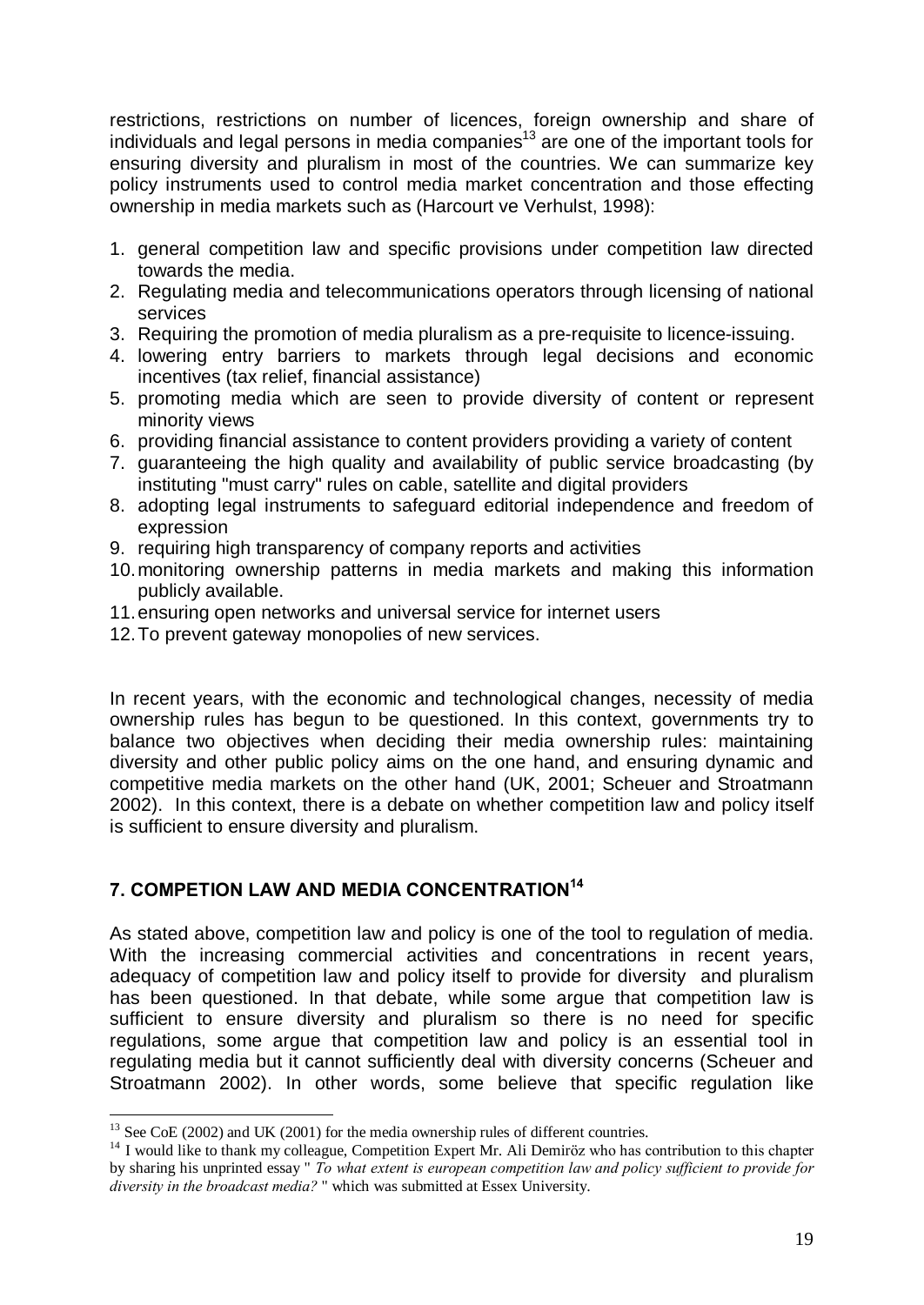restrictions, restrictions on number of licences, foreign ownership and share of individuals and legal persons in media companies[13] are one of the important tools for ensuring diversity and pluralism in most of the countries. We can summarize key policy instruments used to control media market concentration and those effecting ownership in media markets such as (Harcourt ve Verhulst, 1998):

1. general competition law and specific provisions under competition law directed towards the media.
2. Regulating media and telecommunications operators through licensing of national services
3. Requiring the promotion of media pluralism as a pre-requisite to licence-issuing.
4. lowering entry barriers to markets through legal decisions and economic incentives (tax relief, financial assistance)
5. promoting media which are seen to provide diversity of content or represent minority views
6. providing financial assistance to content providers providing a variety of content
7. guaranteeing the high quality and availability of public service broadcasting (by instituting "must carry" rules on cable, satellite and digital providers
8. adopting legal instruments to safeguard editorial independence and freedom of expression
9. requiring high transparency of company reports and activities
10. monitoring ownership patterns in media markets and making this information publicly available.
11. ensuring open networks and universal service for internet users
12. To prevent gateway monopolies of new services.

In recent years, with the economic and technological changes, necessity of media ownership rules has begun to be questioned. In this context, governments try to balance two objectives when deciding their media ownership rules: maintaining diversity and other public policy aims on the one hand, and ensuring dynamic and competitive media markets on the other hand (UK, 2001; Scheuer and Stroatmann 2002). In this context, there is a debate on whether competition law and policy itself is sufficient to ensure diversity and pluralism.

## 7. COMPETION LAW AND MEDIA CONCENTRATION[14]

As stated above, competition law and policy is one of the tool to regulation of media. With the increasing commercial activities and concentrations in recent years, adequacy of competition law and policy itself to provide for diversity and pluralism has been questioned. In that debate, while some argue that competition law is sufficient to ensure diversity and pluralism so there is no need for specific regulations, some argue that competition law and policy is an essential tool in regulating media but it cannot sufficiently deal with diversity concerns (Scheuer and Stroatmann 2002). In other words, some believe that specific regulation like

---

[13] See CoE (2002) and UK (2001) for the media ownership rules of different countries.

[14] I would like to thank my colleague, Competition Expert Mr. Ali Demiröz who has contribution to this chapter by sharing his unprinted essay " *To what extent is european competition law and policy sufficient to provide for diversity in the broadcast media?* " which was submitted at Essex University.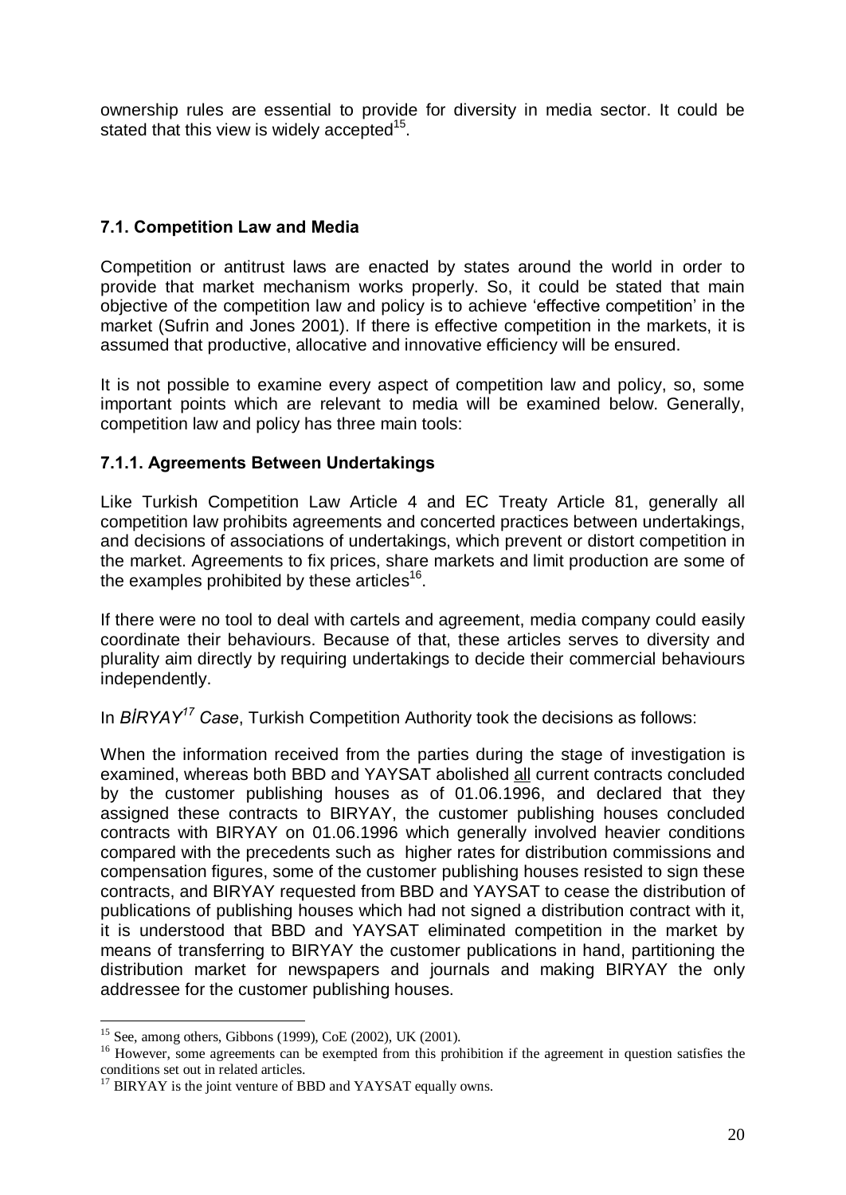ownership rules are essential to provide for diversity in media sector. It could be stated that this view is widely accepted[15].

### 7.1. Competition Law and Media

Competition or antitrust laws are enacted by states around the world in order to provide that market mechanism works properly. So, it could be stated that main objective of the competition law and policy is to achieve 'effective competition' in the market (Sufrin and Jones 2001). If there is effective competition in the markets, it is assumed that productive, allocative and innovative efficiency will be ensured.

It is not possible to examine every aspect of competition law and policy, so, some important points which are relevant to media will be examined below. Generally, competition law and policy has three main tools:

#### 7.1.1. Agreements Between Undertakings

Like Turkish Competition Law Article 4 and EC Treaty Article 81, generally all competition law prohibits agreements and concerted practices between undertakings, and decisions of associations of undertakings, which prevent or distort competition in the market. Agreements to fix prices, share markets and limit production are some of the examples prohibited by these articles[16].

If there were no tool to deal with cartels and agreement, media company could easily coordinate their behaviours. Because of that, these articles serves to diversity and plurality aim directly by requiring undertakings to decide their commercial behaviours independently.

In *BİRYAY*[17] *Case*, Turkish Competition Authority took the decisions as follows:

When the information received from the parties during the stage of investigation is examined, whereas both BBD and YAYSAT abolished <u>all</u> current contracts concluded by the customer publishing houses as of 01.06.1996, and declared that they assigned these contracts to BIRYAY, the customer publishing houses concluded contracts with BIRYAY on 01.06.1996 which generally involved heavier conditions compared with the precedents such as higher rates for distribution commissions and compensation figures, some of the customer publishing houses resisted to sign these contracts, and BIRYAY requested from BBD and YAYSAT to cease the distribution of publications of publishing houses which had not signed a distribution contract with it, it is understood that BBD and YAYSAT eliminated competition in the market by means of transferring to BIRYAY the customer publications in hand, partitioning the distribution market for newspapers and journals and making BIRYAY the only addressee for the customer publishing houses.

---

[15] See, among others, Gibbons (1999), CoE (2002), UK (2001).

[16] However, some agreements can be exempted from this prohibition if the agreement in question satisfies the conditions set out in related articles.

[17] BIRYAY is the joint venture of BBD and YAYSAT equally owns.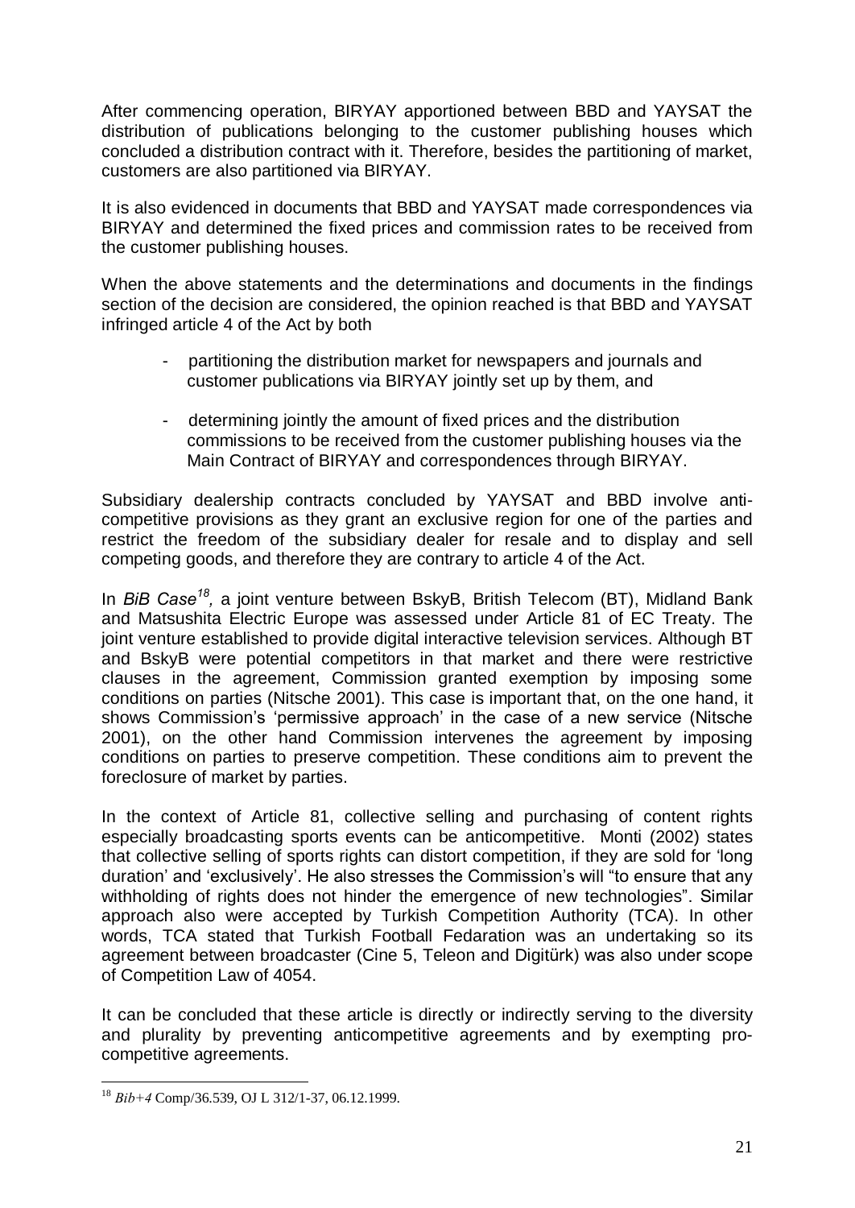After commencing operation, BIRYAY apportioned between BBD and YAYSAT the distribution of publications belonging to the customer publishing houses which concluded a distribution contract with it. Therefore, besides the partitioning of market, customers are also partitioned via BIRYAY.

It is also evidenced in documents that BBD and YAYSAT made correspondences via BIRYAY and determined the fixed prices and commission rates to be received from the customer publishing houses.

When the above statements and the determinations and documents in the findings section of the decision are considered, the opinion reached is that BBD and YAYSAT infringed article 4 of the Act by both

- partitioning the distribution market for newspapers and journals and customer publications via BIRYAY jointly set up by them, and
- determining jointly the amount of fixed prices and the distribution commissions to be received from the customer publishing houses via the Main Contract of BIRYAY and correspondences through BIRYAY.

Subsidiary dealership contracts concluded by YAYSAT and BBD involve anti-competitive provisions as they grant an exclusive region for one of the parties and restrict the freedom of the subsidiary dealer for resale and to display and sell competing goods, and therefore they are contrary to article 4 of the Act.

In *BiB Case*[18], a joint venture between BskyB, British Telecom (BT), Midland Bank and Matsushita Electric Europe was assessed under Article 81 of EC Treaty. The joint venture established to provide digital interactive television services. Although BT and BskyB were potential competitors in that market and there were restrictive clauses in the agreement, Commission granted exemption by imposing some conditions on parties (Nitsche 2001). This case is important that, on the one hand, it shows Commission's 'permissive approach' in the case of a new service (Nitsche 2001), on the other hand Commission intervenes the agreement by imposing conditions on parties to preserve competition. These conditions aim to prevent the foreclosure of market by parties.

In the context of Article 81, collective selling and purchasing of content rights especially broadcasting sports events can be anticompetitive. Monti (2002) states that collective selling of sports rights can distort competition, if they are sold for 'long duration' and 'exclusively'. He also stresses the Commission's will "to ensure that any withholding of rights does not hinder the emergence of new technologies". Similar approach also were accepted by Turkish Competition Authority (TCA). In other words, TCA stated that Turkish Football Fedaration was an undertaking so its agreement between broadcaster (Cine 5, Teleon and Digitürk) was also under scope of Competition Law of 4054.

It can be concluded that these article is directly or indirectly serving to the diversity and plurality by preventing anticompetitive agreements and by exempting pro-competitive agreements.

---

[18] *Bib+4* Comp/36.539, OJ L 312/1-37, 06.12.1999.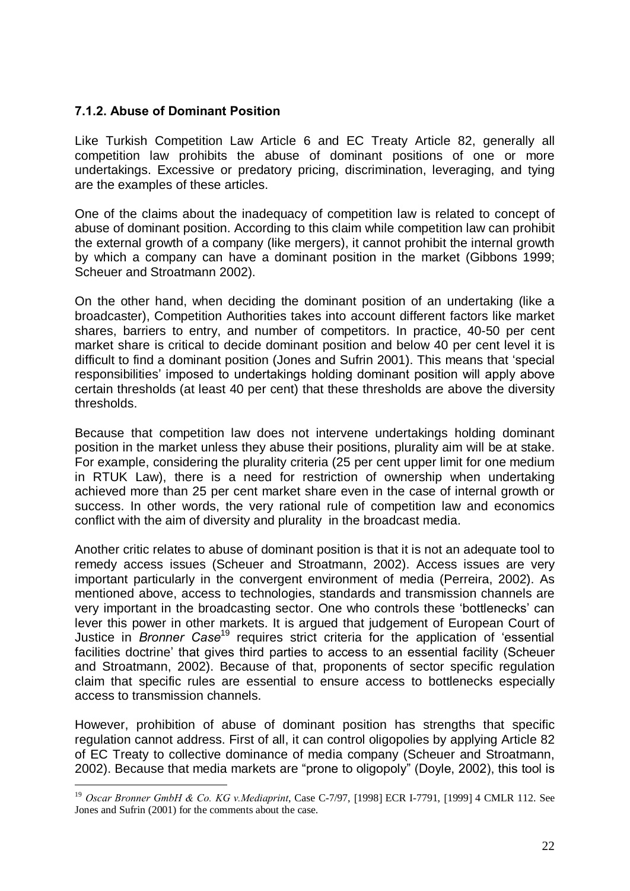### 7.1.2. Abuse of Dominant Position

Like Turkish Competition Law Article 6 and EC Treaty Article 82, generally all competition law prohibits the abuse of dominant positions of one or more undertakings. Excessive or predatory pricing, discrimination, leveraging, and tying are the examples of these articles.

One of the claims about the inadequacy of competition law is related to concept of abuse of dominant position. According to this claim while competition law can prohibit the external growth of a company (like mergers), it cannot prohibit the internal growth by which a company can have a dominant position in the market (Gibbons 1999; Scheuer and Stroatmann 2002).

On the other hand, when deciding the dominant position of an undertaking (like a broadcaster), Competition Authorities takes into account different factors like market shares, barriers to entry, and number of competitors. In practice, 40-50 per cent market share is critical to decide dominant position and below 40 per cent level it is difficult to find a dominant position (Jones and Sufrin 2001). This means that 'special responsibilities' imposed to undertakings holding dominant position will apply above certain thresholds (at least 40 per cent) that these thresholds are above the diversity thresholds.

Because that competition law does not intervene undertakings holding dominant position in the market unless they abuse their positions, plurality aim will be at stake. For example, considering the plurality criteria (25 per cent upper limit for one medium in RTUK Law), there is a need for restriction of ownership when undertaking achieved more than 25 per cent market share even in the case of internal growth or success. In other words, the very rational rule of competition law and economics conflict with the aim of diversity and plurality in the broadcast media.

Another critic relates to abuse of dominant position is that it is not an adequate tool to remedy access issues (Scheuer and Stroatmann, 2002). Access issues are very important particularly in the convergent environment of media (Perreira, 2002). As mentioned above, access to technologies, standards and transmission channels are very important in the broadcasting sector. One who controls these 'bottlenecks' can lever this power in other markets. It is argued that judgement of European Court of Justice in *Bronner Case*[19] requires strict criteria for the application of 'essential facilities doctrine' that gives third parties to access to an essential facility (Scheuer and Stroatmann, 2002). Because of that, proponents of sector specific regulation claim that specific rules are essential to ensure access to bottlenecks especially access to transmission channels.

However, prohibition of abuse of dominant position has strengths that specific regulation cannot address. First of all, it can control oligopolies by applying Article 82 of EC Treaty to collective dominance of media company (Scheuer and Stroatmann, 2002). Because that media markets are "prone to oligopoly" (Doyle, 2002), this tool is

---

[19] *Oscar Bronner GmbH & Co. KG v.Mediaprint*, Case C-7/97, [1998] ECR I-7791, [1999] 4 CMLR 112. See Jones and Sufrin (2001) for the comments about the case.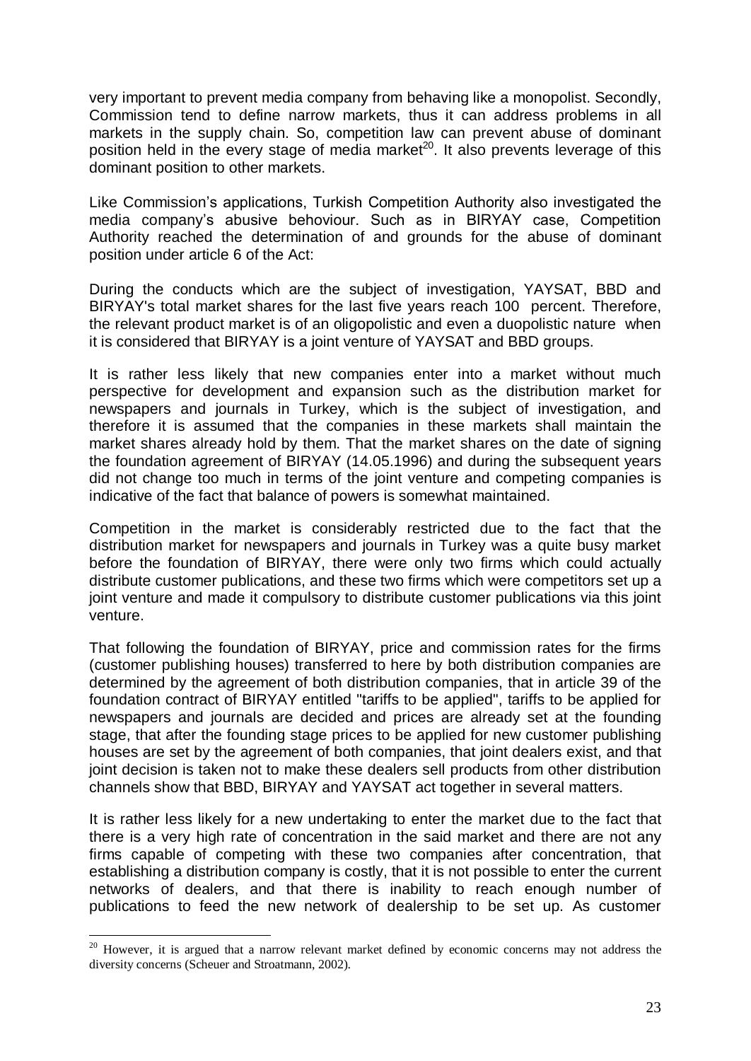very important to prevent media company from behaving like a monopolist. Secondly, Commission tend to define narrow markets, thus it can address problems in all markets in the supply chain. So, competition law can prevent abuse of dominant position held in the every stage of media market[20]. It also prevents leverage of this dominant position to other markets.

Like Commission's applications, Turkish Competition Authority also investigated the media company's abusive behoviour. Such as in BIRYAY case, Competition Authority reached the determination of and grounds for the abuse of dominant position under article 6 of the Act:

During the conducts which are the subject of investigation, YAYSAT, BBD and BIRYAY's total market shares for the last five years reach 100 percent. Therefore, the relevant product market is of an oligopolistic and even a duopolistic nature when it is considered that BIRYAY is a joint venture of YAYSAT and BBD groups.

It is rather less likely that new companies enter into a market without much perspective for development and expansion such as the distribution market for newspapers and journals in Turkey, which is the subject of investigation, and therefore it is assumed that the companies in these markets shall maintain the market shares already hold by them. That the market shares on the date of signing the foundation agreement of BIRYAY (14.05.1996) and during the subsequent years did not change too much in terms of the joint venture and competing companies is indicative of the fact that balance of powers is somewhat maintained.

Competition in the market is considerably restricted due to the fact that the distribution market for newspapers and journals in Turkey was a quite busy market before the foundation of BIRYAY, there were only two firms which could actually distribute customer publications, and these two firms which were competitors set up a joint venture and made it compulsory to distribute customer publications via this joint venture.

That following the foundation of BIRYAY, price and commission rates for the firms (customer publishing houses) transferred to here by both distribution companies are determined by the agreement of both distribution companies, that in article 39 of the foundation contract of BIRYAY entitled "tariffs to be applied", tariffs to be applied for newspapers and journals are decided and prices are already set at the founding stage, that after the founding stage prices to be applied for new customer publishing houses are set by the agreement of both companies, that joint dealers exist, and that joint decision is taken not to make these dealers sell products from other distribution channels show that BBD, BIRYAY and YAYSAT act together in several matters.

It is rather less likely for a new undertaking to enter the market due to the fact that there is a very high rate of concentration in the said market and there are not any firms capable of competing with these two companies after concentration, that establishing a distribution company is costly, that it is not possible to enter the current networks of dealers, and that there is inability to reach enough number of publications to feed the new network of dealership to be set up. As customer

[20] However, it is argued that a narrow relevant market defined by economic concerns may not address the diversity concerns (Scheuer and Stroatmann, 2002).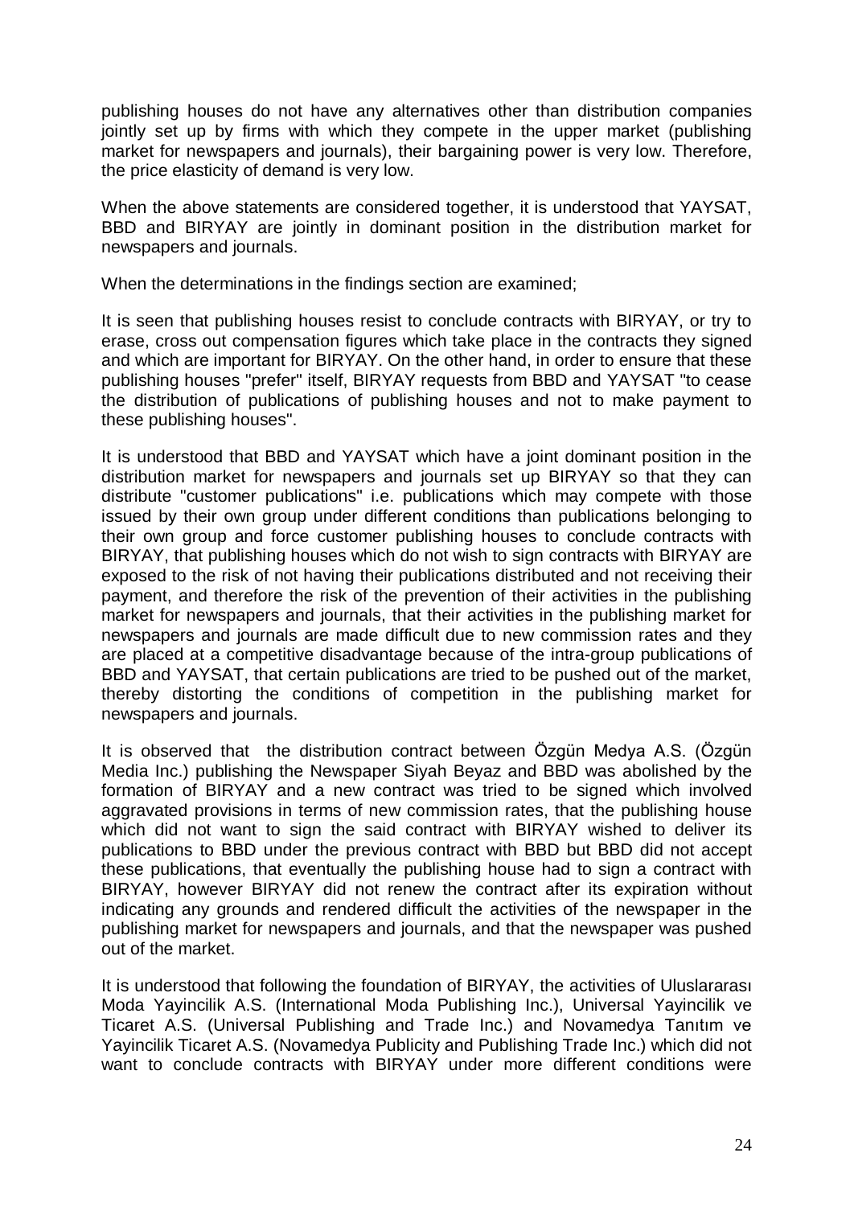publishing houses do not have any alternatives other than distribution companies jointly set up by firms with which they compete in the upper market (publishing market for newspapers and journals), their bargaining power is very low. Therefore, the price elasticity of demand is very low.

When the above statements are considered together, it is understood that YAYSAT, BBD and BIRYAY are jointly in dominant position in the distribution market for newspapers and journals.

When the determinations in the findings section are examined;

It is seen that publishing houses resist to conclude contracts with BIRYAY, or try to erase, cross out compensation figures which take place in the contracts they signed and which are important for BIRYAY. On the other hand, in order to ensure that these publishing houses "prefer" itself, BIRYAY requests from BBD and YAYSAT "to cease the distribution of publications of publishing houses and not to make payment to these publishing houses".

It is understood that BBD and YAYSAT which have a joint dominant position in the distribution market for newspapers and journals set up BIRYAY so that they can distribute "customer publications" i.e. publications which may compete with those issued by their own group under different conditions than publications belonging to their own group and force customer publishing houses to conclude contracts with BIRYAY, that publishing houses which do not wish to sign contracts with BIRYAY are exposed to the risk of not having their publications distributed and not receiving their payment, and therefore the risk of the prevention of their activities in the publishing market for newspapers and journals, that their activities in the publishing market for newspapers and journals are made difficult due to new commission rates and they are placed at a competitive disadvantage because of the intra-group publications of BBD and YAYSAT, that certain publications are tried to be pushed out of the market, thereby distorting the conditions of competition in the publishing market for newspapers and journals.

It is observed that the distribution contract between Özgün Medya A.S. (Özgün Media Inc.) publishing the Newspaper Siyah Beyaz and BBD was abolished by the formation of BIRYAY and a new contract was tried to be signed which involved aggravated provisions in terms of new commission rates, that the publishing house which did not want to sign the said contract with BIRYAY wished to deliver its publications to BBD under the previous contract with BBD but BBD did not accept these publications, that eventually the publishing house had to sign a contract with BIRYAY, however BIRYAY did not renew the contract after its expiration without indicating any grounds and rendered difficult the activities of the newspaper in the publishing market for newspapers and journals, and that the newspaper was pushed out of the market.

It is understood that following the foundation of BIRYAY, the activities of Uluslararası Moda Yayincilik A.S. (International Moda Publishing Inc.), Universal Yayincilik ve Ticaret A.S. (Universal Publishing and Trade Inc.) and Novamedya Tanıtım ve Yayincilik Ticaret A.S. (Novamedya Publicity and Publishing Trade Inc.) which did not want to conclude contracts with BIRYAY under more different conditions were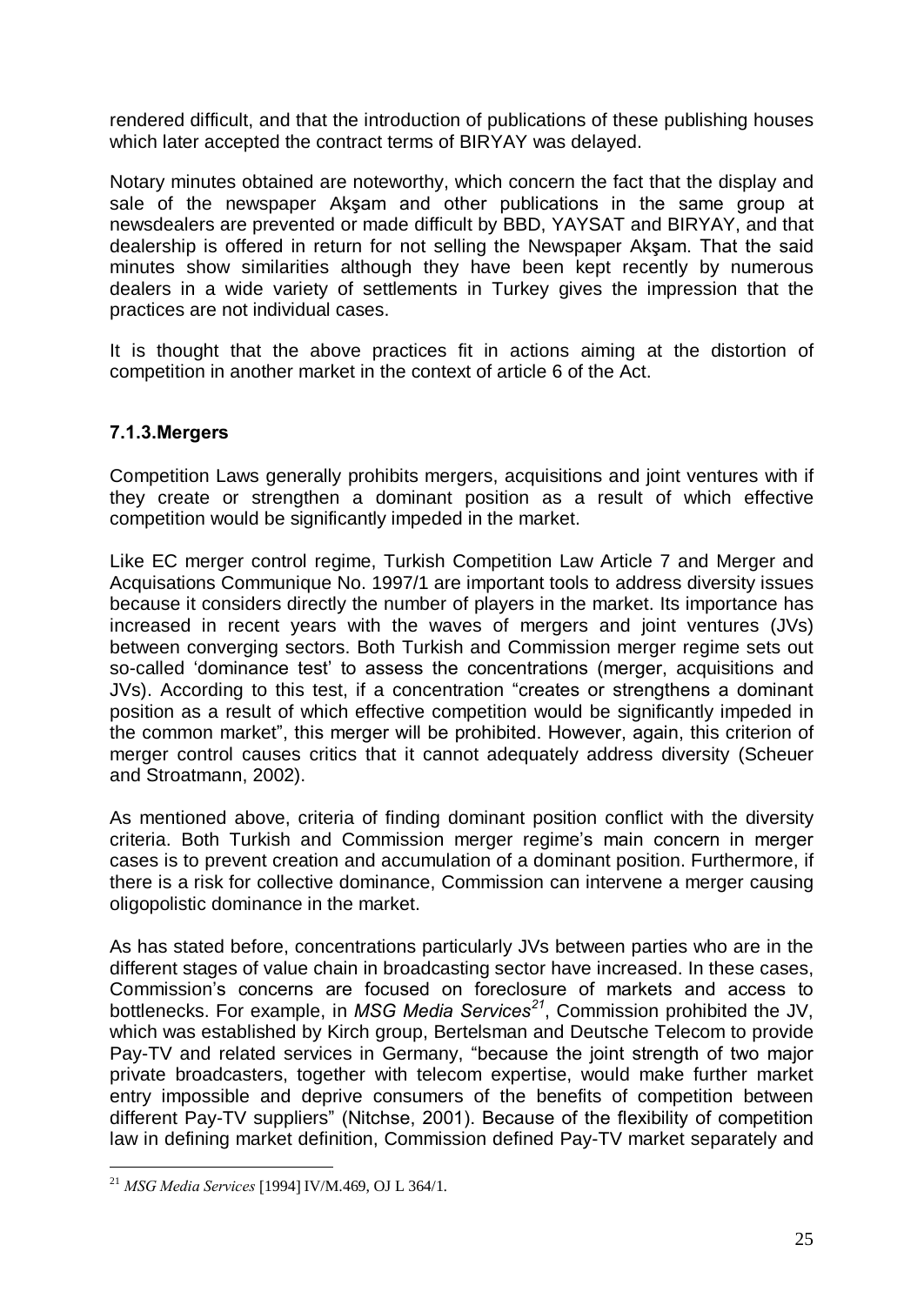rendered difficult, and that the introduction of publications of these publishing houses which later accepted the contract terms of BIRYAY was delayed.

Notary minutes obtained are noteworthy, which concern the fact that the display and sale of the newspaper Akşam and other publications in the same group at newsdealers are prevented or made difficult by BBD, YAYSAT and BIRYAY, and that dealership is offered in return for not selling the Newspaper Akşam. That the said minutes show similarities although they have been kept recently by numerous dealers in a wide variety of settlements in Turkey gives the impression that the practices are not individual cases.

It is thought that the above practices fit in actions aiming at the distortion of competition in another market in the context of article 6 of the Act.

### 7.1.3.Mergers

Competition Laws generally prohibits mergers, acquisitions and joint ventures with if they create or strengthen a dominant position as a result of which effective competition would be significantly impeded in the market.

Like EC merger control regime, Turkish Competition Law Article 7 and Merger and Acquisations Communique No. 1997/1 are important tools to address diversity issues because it considers directly the number of players in the market. Its importance has increased in recent years with the waves of mergers and joint ventures (JVs) between converging sectors. Both Turkish and Commission merger regime sets out so-called 'dominance test' to assess the concentrations (merger, acquisitions and JVs). According to this test, if a concentration "creates or strengthens a dominant position as a result of which effective competition would be significantly impeded in the common market", this merger will be prohibited. However, again, this criterion of merger control causes critics that it cannot adequately address diversity (Scheuer and Stroatmann, 2002).

As mentioned above, criteria of finding dominant position conflict with the diversity criteria. Both Turkish and Commission merger regime's main concern in merger cases is to prevent creation and accumulation of a dominant position. Furthermore, if there is a risk for collective dominance, Commission can intervene a merger causing oligopolistic dominance in the market.

As has stated before, concentrations particularly JVs between parties who are in the different stages of value chain in broadcasting sector have increased. In these cases, Commission's concerns are focused on foreclosure of markets and access to bottlenecks. For example, in *MSG Media Services*[21], Commission prohibited the JV, which was established by Kirch group, Bertelsman and Deutsche Telecom to provide Pay-TV and related services in Germany, "because the joint strength of two major private broadcasters, together with telecom expertise, would make further market entry impossible and deprive consumers of the benefits of competition between different Pay-TV suppliers" (Nitchse, 2001). Because of the flexibility of competition law in defining market definition, Commission defined Pay-TV market separately and

[21] *MSG Media Services* [1994] IV/M.469, OJ L 364/1.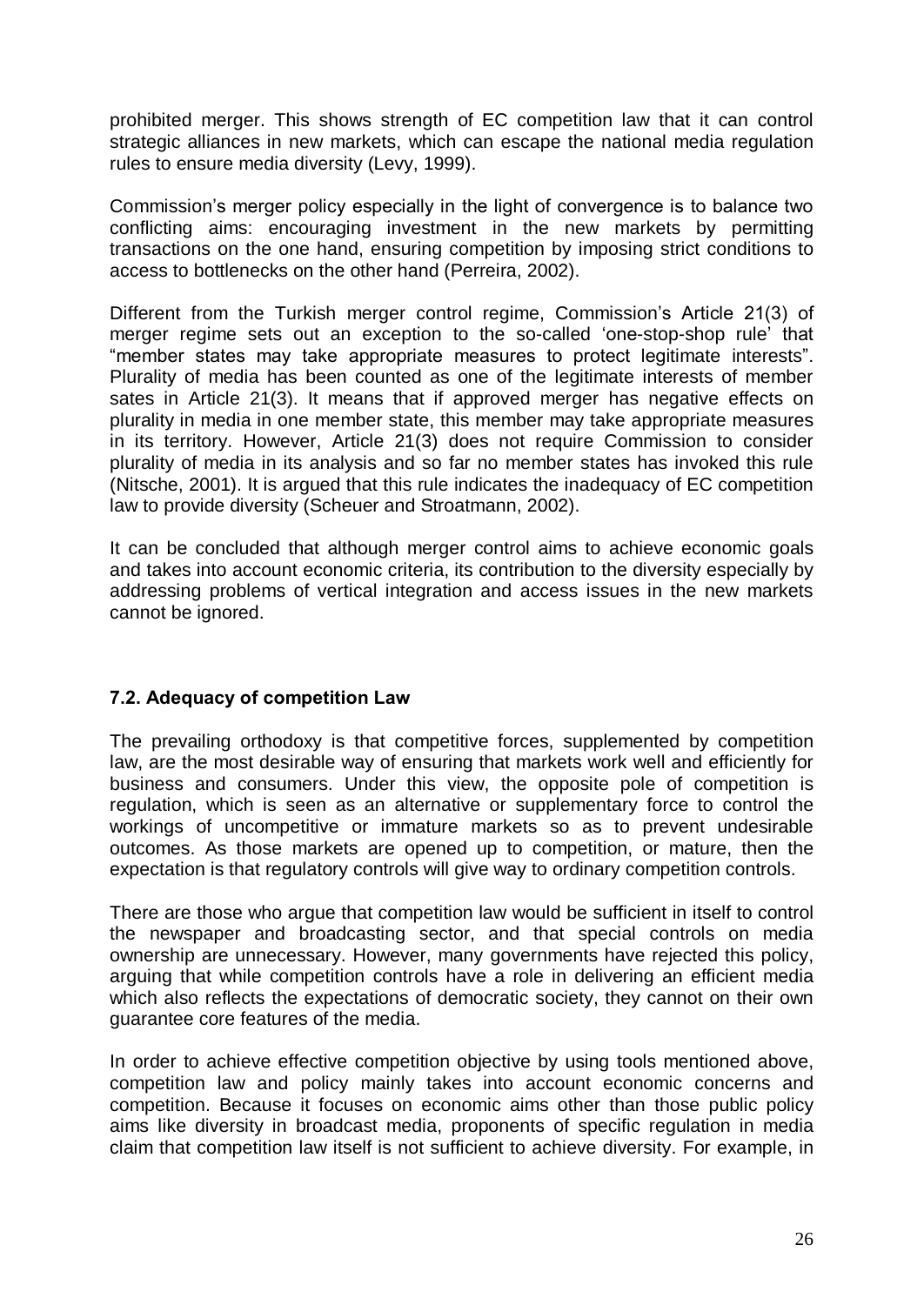prohibited merger. This shows strength of EC competition law that it can control strategic alliances in new markets, which can escape the national media regulation rules to ensure media diversity (Levy, 1999).

Commission's merger policy especially in the light of convergence is to balance two conflicting aims: encouraging investment in the new markets by permitting transactions on the one hand, ensuring competition by imposing strict conditions to access to bottlenecks on the other hand (Perreira, 2002).

Different from the Turkish merger control regime, Commission's Article 21(3) of merger regime sets out an exception to the so-called 'one-stop-shop rule' that "member states may take appropriate measures to protect legitimate interests". Plurality of media has been counted as one of the legitimate interests of member sates in Article 21(3). It means that if approved merger has negative effects on plurality in media in one member state, this member may take appropriate measures in its territory. However, Article 21(3) does not require Commission to consider plurality of media in its analysis and so far no member states has invoked this rule (Nitsche, 2001). It is argued that this rule indicates the inadequacy of EC competition law to provide diversity (Scheuer and Stroatmann, 2002).

It can be concluded that although merger control aims to achieve economic goals and takes into account economic criteria, its contribution to the diversity especially by addressing problems of vertical integration and access issues in the new markets cannot be ignored.

### 7.2. Adequacy of competition Law

The prevailing orthodoxy is that competitive forces, supplemented by competition law, are the most desirable way of ensuring that markets work well and efficiently for business and consumers. Under this view, the opposite pole of competition is regulation, which is seen as an alternative or supplementary force to control the workings of uncompetitive or immature markets so as to prevent undesirable outcomes. As those markets are opened up to competition, or mature, then the expectation is that regulatory controls will give way to ordinary competition controls.

There are those who argue that competition law would be sufficient in itself to control the newspaper and broadcasting sector, and that special controls on media ownership are unnecessary. However, many governments have rejected this policy, arguing that while competition controls have a role in delivering an efficient media which also reflects the expectations of democratic society, they cannot on their own guarantee core features of the media.

In order to achieve effective competition objective by using tools mentioned above, competition law and policy mainly takes into account economic concerns and competition. Because it focuses on economic aims other than those public policy aims like diversity in broadcast media, proponents of specific regulation in media claim that competition law itself is not sufficient to achieve diversity. For example, in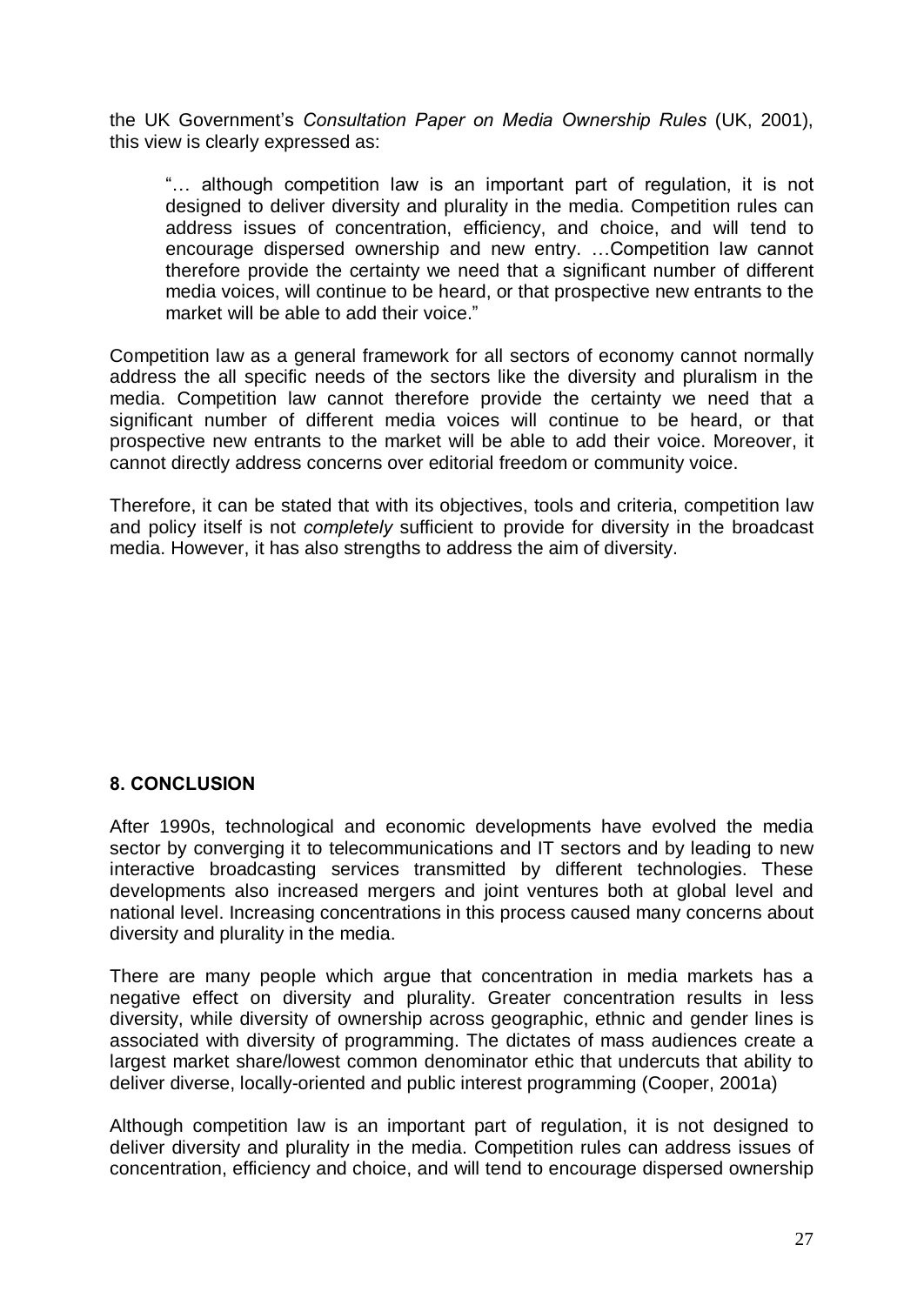the UK Government's *Consultation Paper on Media Ownership Rules* (UK, 2001), this view is clearly expressed as:

> "… although competition law is an important part of regulation, it is not designed to deliver diversity and plurality in the media. Competition rules can address issues of concentration, efficiency, and choice, and will tend to encourage dispersed ownership and new entry. …Competition law cannot therefore provide the certainty we need that a significant number of different media voices, will continue to be heard, or that prospective new entrants to the market will be able to add their voice."

Competition law as a general framework for all sectors of economy cannot normally address the all specific needs of the sectors like the diversity and pluralism in the media. Competition law cannot therefore provide the certainty we need that a significant number of different media voices will continue to be heard, or that prospective new entrants to the market will be able to add their voice. Moreover, it cannot directly address concerns over editorial freedom or community voice.

Therefore, it can be stated that with its objectives, tools and criteria, competition law and policy itself is not *completely* sufficient to provide for diversity in the broadcast media. However, it has also strengths to address the aim of diversity.

## 8. CONCLUSION

After 1990s, technological and economic developments have evolved the media sector by converging it to telecommunications and IT sectors and by leading to new interactive broadcasting services transmitted by different technologies. These developments also increased mergers and joint ventures both at global level and national level. Increasing concentrations in this process caused many concerns about diversity and plurality in the media.

There are many people which argue that concentration in media markets has a negative effect on diversity and plurality. Greater concentration results in less diversity, while diversity of ownership across geographic, ethnic and gender lines is associated with diversity of programming. The dictates of mass audiences create a largest market share/lowest common denominator ethic that undercuts that ability to deliver diverse, locally-oriented and public interest programming (Cooper, 2001a)

Although competition law is an important part of regulation, it is not designed to deliver diversity and plurality in the media. Competition rules can address issues of concentration, efficiency and choice, and will tend to encourage dispersed ownership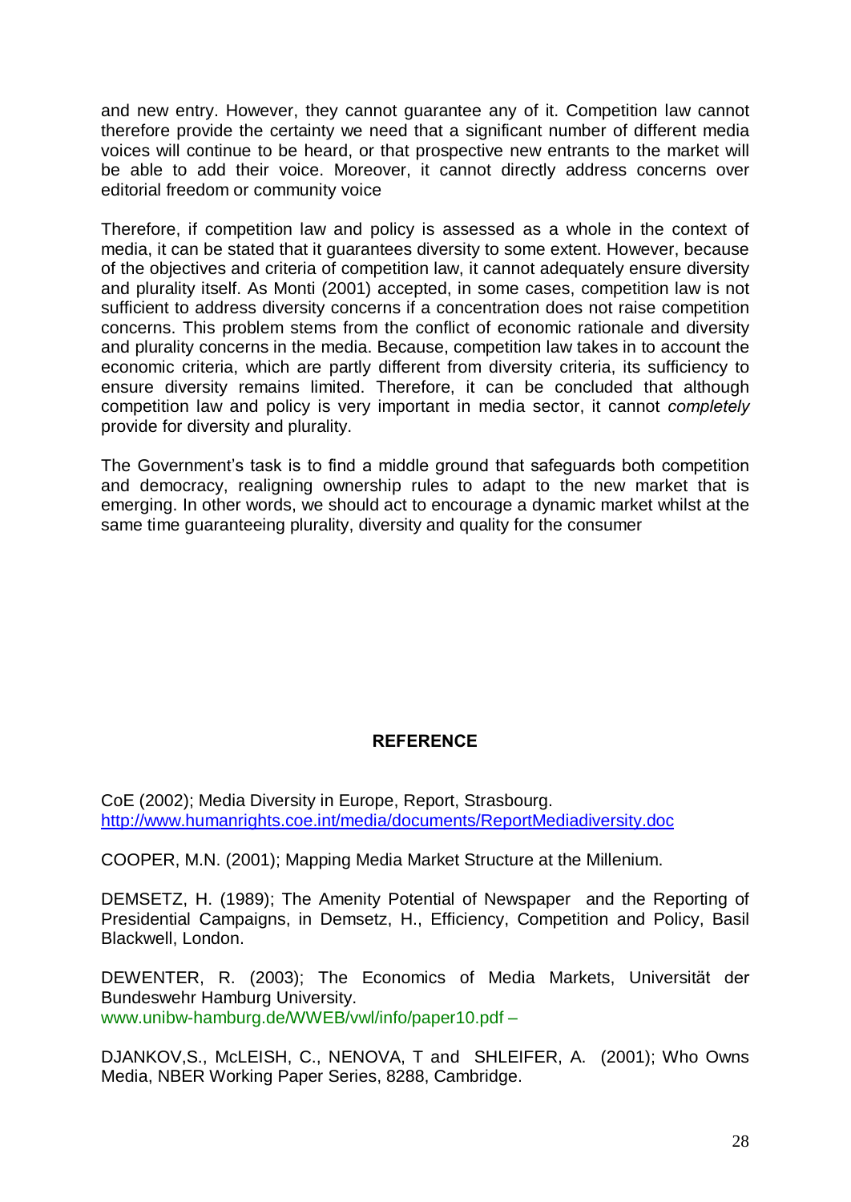and new entry. However, they cannot guarantee any of it. Competition law cannot therefore provide the certainty we need that a significant number of different media voices will continue to be heard, or that prospective new entrants to the market will be able to add their voice. Moreover, it cannot directly address concerns over editorial freedom or community voice

Therefore, if competition law and policy is assessed as a whole in the context of media, it can be stated that it guarantees diversity to some extent. However, because of the objectives and criteria of competition law, it cannot adequately ensure diversity and plurality itself. As Monti (2001) accepted, in some cases, competition law is not sufficient to address diversity concerns if a concentration does not raise competition concerns. This problem stems from the conflict of economic rationale and diversity and plurality concerns in the media. Because, competition law takes in to account the economic criteria, which are partly different from diversity criteria, its sufficiency to ensure diversity remains limited. Therefore, it can be concluded that although competition law and policy is very important in media sector, it cannot *completely* provide for diversity and plurality.

The Government's task is to find a middle ground that safeguards both competition and democracy, realigning ownership rules to adapt to the new market that is emerging. In other words, we should act to encourage a dynamic market whilst at the same time guaranteeing plurality, diversity and quality for the consumer

## REFERENCE

CoE (2002); Media Diversity in Europe, Report, Strasbourg. http://www.humanrights.coe.int/media/documents/ReportMediadiversity.doc

COOPER, M.N. (2001); Mapping Media Market Structure at the Millenium.

DEMSETZ, H. (1989); The Amenity Potential of Newspaper and the Reporting of Presidential Campaigns, in Demsetz, H., Efficiency, Competition and Policy, Basil Blackwell, London.

DEWENTER, R. (2003); The Economics of Media Markets, Universität der Bundeswehr Hamburg University. www.unibw-hamburg.de/WWEB/vwl/info/paper10.pdf –

DJANKOV,S., McLEISH, C., NENOVA, T and SHLEIFER, A. (2001); Who Owns Media, NBER Working Paper Series, 8288, Cambridge.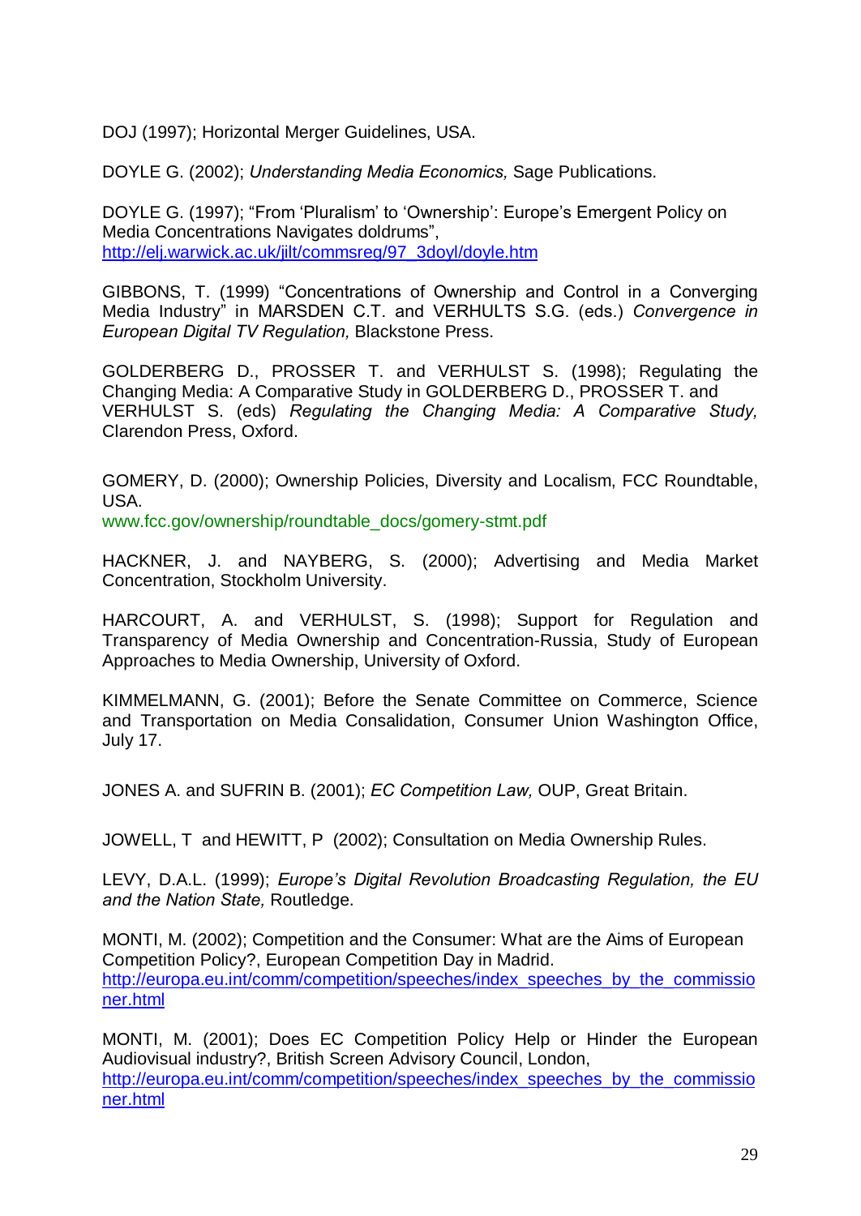DOJ (1997); Horizontal Merger Guidelines, USA.

DOYLE G. (2002); *Understanding Media Economics,* Sage Publications.

DOYLE G. (1997); "From 'Pluralism' to 'Ownership': Europe's Emergent Policy on Media Concentrations Navigates doldrums", http://elj.warwick.ac.uk/jilt/commsreg/97_3doyl/doyle.htm

GIBBONS, T. (1999) "Concentrations of Ownership and Control in a Converging Media Industry" in MARSDEN C.T. and VERHULTS S.G. (eds.) *Convergence in European Digital TV Regulation,* Blackstone Press.

GOLDERBERG D., PROSSER T. and VERHULST S. (1998); Regulating the Changing Media: A Comparative Study in GOLDERBERG D., PROSSER T. and VERHULST S. (eds) *Regulating the Changing Media: A Comparative Study,* Clarendon Press, Oxford.

GOMERY, D. (2000); Ownership Policies, Diversity and Localism, FCC Roundtable, USA.
www.fcc.gov/ownership/roundtable_docs/gomery-stmt.pdf

HACKNER, J. and NAYBERG, S. (2000); Advertising and Media Market Concentration, Stockholm University.

HARCOURT, A. and VERHULST, S. (1998); Support for Regulation and Transparency of Media Ownership and Concentration-Russia, Study of European Approaches to Media Ownership, University of Oxford.

KIMMELMANN, G. (2001); Before the Senate Committee on Commerce, Science and Transportation on Media Consalidation, Consumer Union Washington Office, July 17.

JONES A. and SUFRIN B. (2001); *EC Competition Law,* OUP, Great Britain.

JOWELL, T and HEWITT, P (2002); Consultation on Media Ownership Rules.

LEVY, D.A.L. (1999); *Europe's Digital Revolution Broadcasting Regulation, the EU and the Nation State,* Routledge.

MONTI, M. (2002); Competition and the Consumer: What are the Aims of European Competition Policy?, European Competition Day in Madrid.
http://europa.eu.int/comm/competition/speeches/index_speeches_by_the_commissioner.html

MONTI, M. (2001); Does EC Competition Policy Help or Hinder the European Audiovisual industry?, British Screen Advisory Council, London,
http://europa.eu.int/comm/competition/speeches/index_speeches_by_the_commissioner.html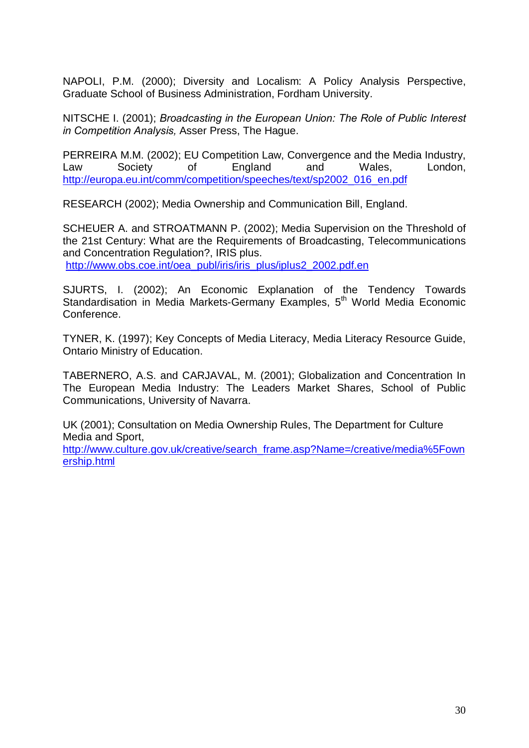NAPOLI, P.M. (2000); Diversity and Localism: A Policy Analysis Perspective, Graduate School of Business Administration, Fordham University.

NITSCHE I. (2001); *Broadcasting in the European Union: The Role of Public Interest in Competition Analysis,* Asser Press, The Hague.

PERREIRA M.M. (2002); EU Competition Law, Convergence and the Media Industry, Law Society of England and Wales, London, http://europa.eu.int/comm/competition/speeches/text/sp2002_016_en.pdf

RESEARCH (2002); Media Ownership and Communication Bill, England.

SCHEUER A. and STROATMANN P. (2002); Media Supervision on the Threshold of the 21st Century: What are the Requirements of Broadcasting, Telecommunications and Concentration Regulation?, IRIS plus. http://www.obs.coe.int/oea_publ/iris/iris_plus/iplus2_2002.pdf.en

SJURTS, I. (2002); An Economic Explanation of the Tendency Towards Standardisation in Media Markets-Germany Examples, 5th World Media Economic Conference.

TYNER, K. (1997); Key Concepts of Media Literacy, Media Literacy Resource Guide, Ontario Ministry of Education.

TABERNERO, A.S. and CARJAVAL, M. (2001); Globalization and Concentration In The European Media Industry: The Leaders Market Shares, School of Public Communications, University of Navarra.

UK (2001); Consultation on Media Ownership Rules, The Department for Culture Media and Sport, http://www.culture.gov.uk/creative/search_frame.asp?Name=/creative/media%5Fownership.html